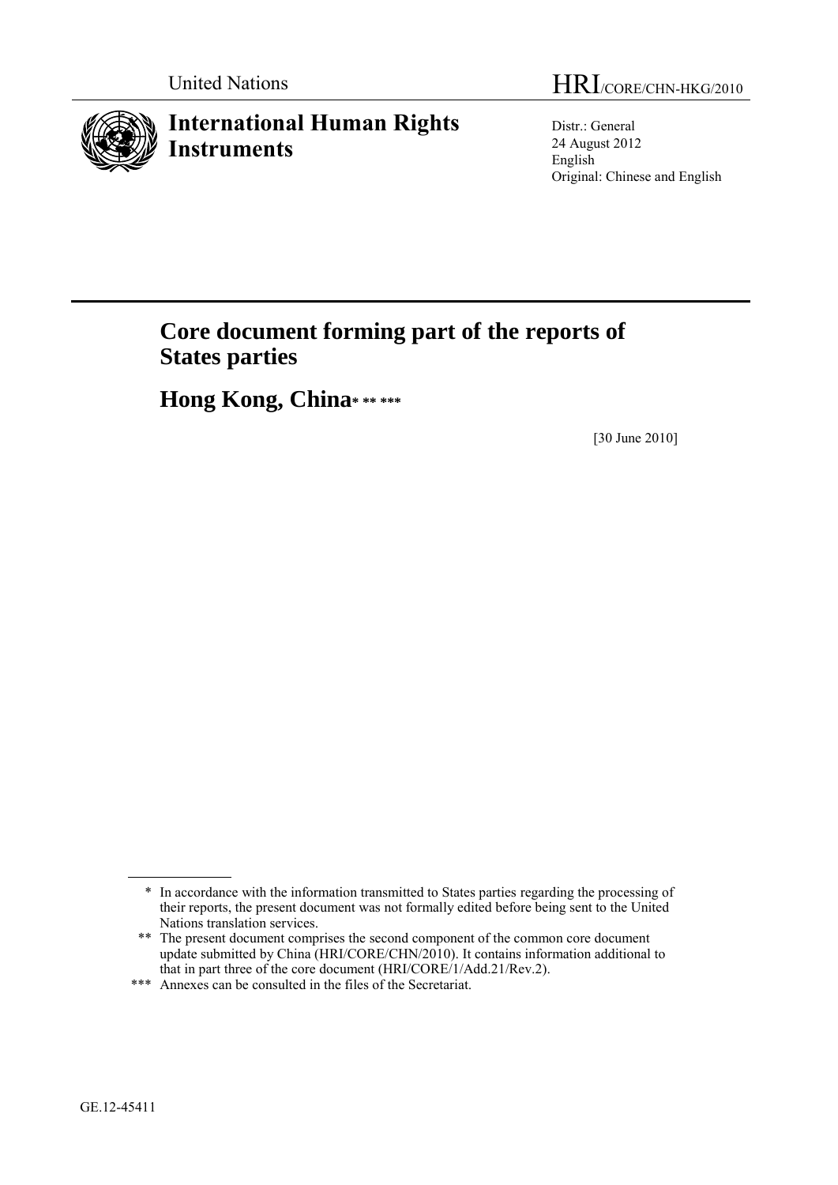United Nations

HRI/CORE/CHN-HKG/2010

# International Human Rights Instruments

Distr.: General
24 August 2012
English
Original: Chinese and English

# Core document forming part of the reports of States parties

## Hong Kong, China* ** ***

[30 June 2010]

* In accordance with the information transmitted to States parties regarding the processing of their reports, the present document was not formally edited before being sent to the United Nations translation services.

** The present document comprises the second component of the common core document update submitted by China (HRI/CORE/CHN/2010). It contains information additional to that in part three of the core document (HRI/CORE/1/Add.21/Rev.2).

*** Annexes can be consulted in the files of the Secretariat.

GE.12-45411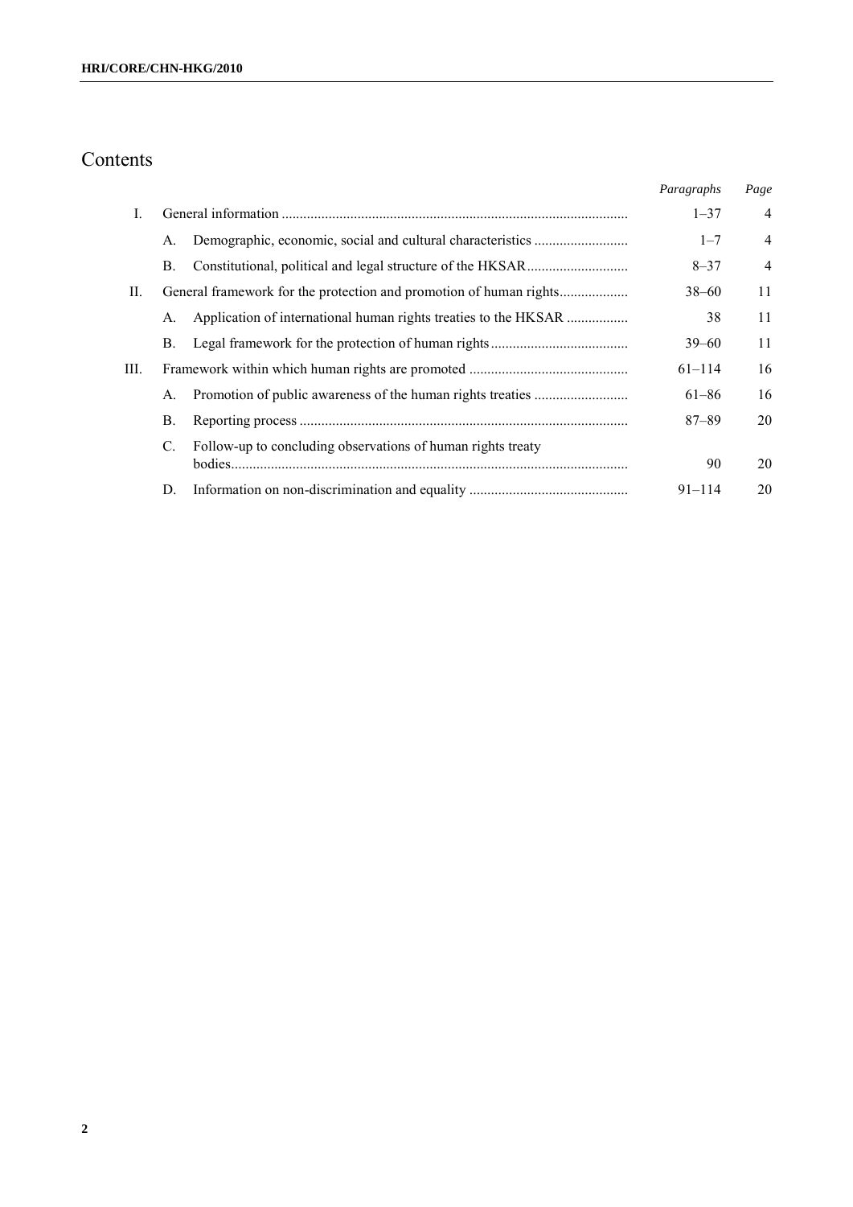# Contents

| | | | Paragraphs | Page |
|---|---|---|---|---|
| I. | General information | | 1–37 | 4 |
| | A. | Demographic, economic, social and cultural characteristics | 1–7 | 4 |
| | B. | Constitutional, political and legal structure of the HKSAR | 8–37 | 4 |
| II. | General framework for the protection and promotion of human rights | | 38–60 | 11 |
| | A. | Application of international human rights treaties to the HKSAR | 38 | 11 |
| | B. | Legal framework for the protection of human rights | 39–60 | 11 |
| III. | Framework within which human rights are promoted | | 61–114 | 16 |
| | A. | Promotion of public awareness of the human rights treaties | 61–86 | 16 |
| | B. | Reporting process | 87–89 | 20 |
| | C. | Follow-up to concluding observations of human rights treaty bodies | 90 | 20 |
| | D. | Information on non-discrimination and equality | 91–114 | 20 |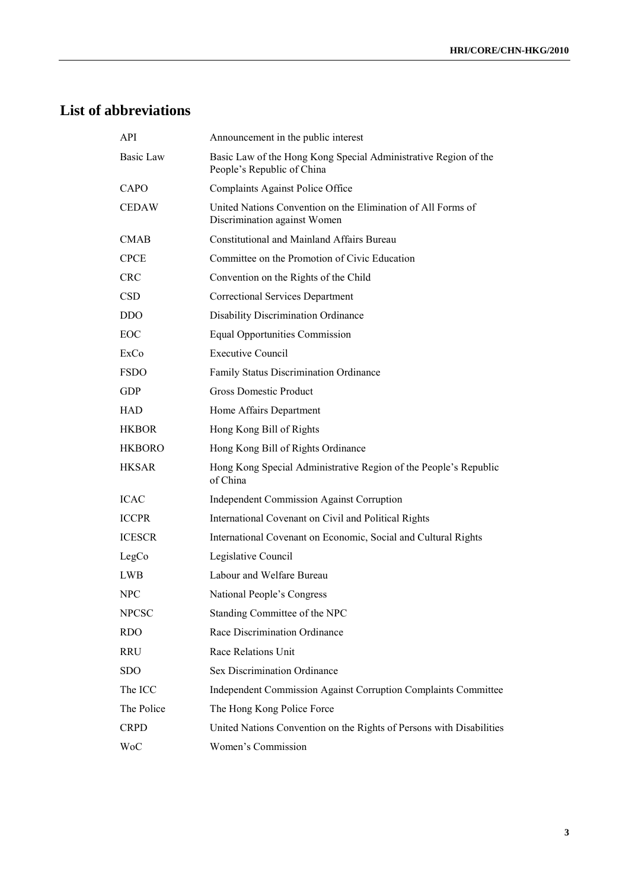## List of abbreviations

| | |
|---|---|
| API | Announcement in the public interest |
| Basic Law | Basic Law of the Hong Kong Special Administrative Region of the People's Republic of China |
| CAPO | Complaints Against Police Office |
| CEDAW | United Nations Convention on the Elimination of All Forms of Discrimination against Women |
| CMAB | Constitutional and Mainland Affairs Bureau |
| CPCE | Committee on the Promotion of Civic Education |
| CRC | Convention on the Rights of the Child |
| CSD | Correctional Services Department |
| DDO | Disability Discrimination Ordinance |
| EOC | Equal Opportunities Commission |
| ExCo | Executive Council |
| FSDO | Family Status Discrimination Ordinance |
| GDP | Gross Domestic Product |
| HAD | Home Affairs Department |
| HKBOR | Hong Kong Bill of Rights |
| HKBORO | Hong Kong Bill of Rights Ordinance |
| HKSAR | Hong Kong Special Administrative Region of the People's Republic of China |
| ICAC | Independent Commission Against Corruption |
| ICCPR | International Covenant on Civil and Political Rights |
| ICESCR | International Covenant on Economic, Social and Cultural Rights |
| LegCo | Legislative Council |
| LWB | Labour and Welfare Bureau |
| NPC | National People's Congress |
| NPCSC | Standing Committee of the NPC |
| RDO | Race Discrimination Ordinance |
| RRU | Race Relations Unit |
| SDO | Sex Discrimination Ordinance |
| The ICC | Independent Commission Against Corruption Complaints Committee |
| The Police | The Hong Kong Police Force |
| CRPD | United Nations Convention on the Rights of Persons with Disabilities |
| WoC | Women's Commission |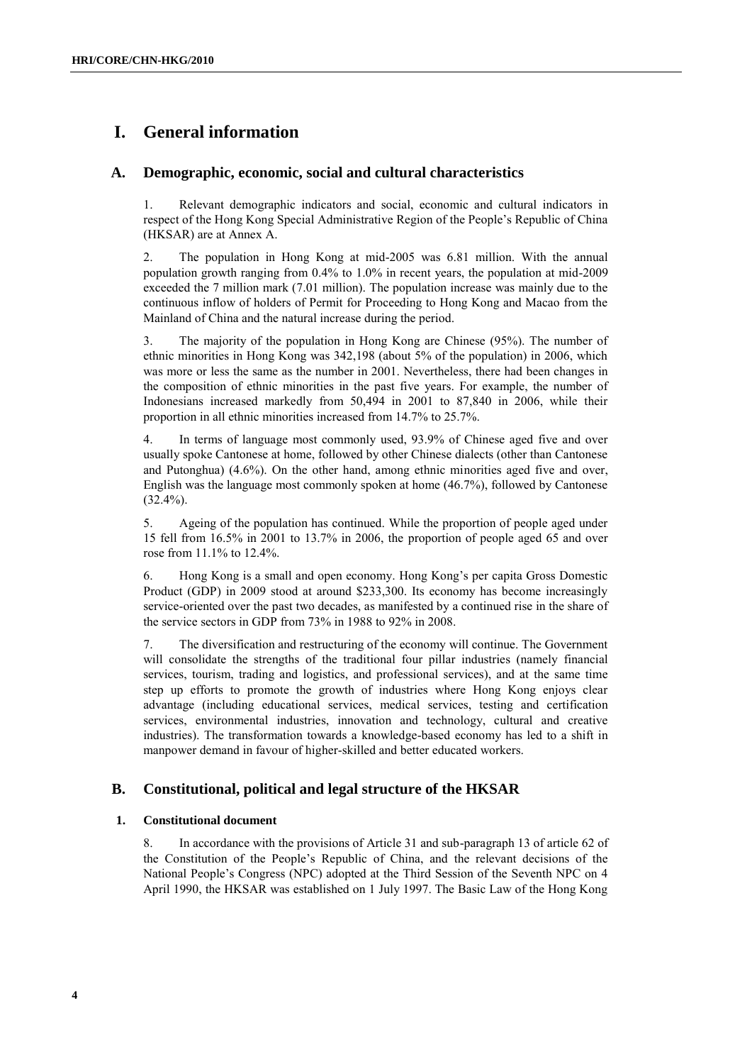# I. General information

## A. Demographic, economic, social and cultural characteristics

1. Relevant demographic indicators and social, economic and cultural indicators in respect of the Hong Kong Special Administrative Region of the People's Republic of China (HKSAR) are at Annex A.

2. The population in Hong Kong at mid-2005 was 6.81 million. With the annual population growth ranging from 0.4% to 1.0% in recent years, the population at mid-2009 exceeded the 7 million mark (7.01 million). The population increase was mainly due to the continuous inflow of holders of Permit for Proceeding to Hong Kong and Macao from the Mainland of China and the natural increase during the period.

3. The majority of the population in Hong Kong are Chinese (95%). The number of ethnic minorities in Hong Kong was 342,198 (about 5% of the population) in 2006, which was more or less the same as the number in 2001. Nevertheless, there had been changes in the composition of ethnic minorities in the past five years. For example, the number of Indonesians increased markedly from 50,494 in 2001 to 87,840 in 2006, while their proportion in all ethnic minorities increased from 14.7% to 25.7%.

4. In terms of language most commonly used, 93.9% of Chinese aged five and over usually spoke Cantonese at home, followed by other Chinese dialects (other than Cantonese and Putonghua) (4.6%). On the other hand, among ethnic minorities aged five and over, English was the language most commonly spoken at home (46.7%), followed by Cantonese (32.4%).

5. Ageing of the population has continued. While the proportion of people aged under 15 fell from 16.5% in 2001 to 13.7% in 2006, the proportion of people aged 65 and over rose from 11.1% to 12.4%.

6. Hong Kong is a small and open economy. Hong Kong's per capita Gross Domestic Product (GDP) in 2009 stood at around $233,300. Its economy has become increasingly service-oriented over the past two decades, as manifested by a continued rise in the share of the service sectors in GDP from 73% in 1988 to 92% in 2008.

7. The diversification and restructuring of the economy will continue. The Government will consolidate the strengths of the traditional four pillar industries (namely financial services, tourism, trading and logistics, and professional services), and at the same time step up efforts to promote the growth of industries where Hong Kong enjoys clear advantage (including educational services, medical services, testing and certification services, environmental industries, innovation and technology, cultural and creative industries). The transformation towards a knowledge-based economy has led to a shift in manpower demand in favour of higher-skilled and better educated workers.

## B. Constitutional, political and legal structure of the HKSAR

### 1. Constitutional document

8. In accordance with the provisions of Article 31 and sub-paragraph 13 of article 62 of the Constitution of the People's Republic of China, and the relevant decisions of the National People's Congress (NPC) adopted at the Third Session of the Seventh NPC on 4 April 1990, the HKSAR was established on 1 July 1997. The Basic Law of the Hong Kong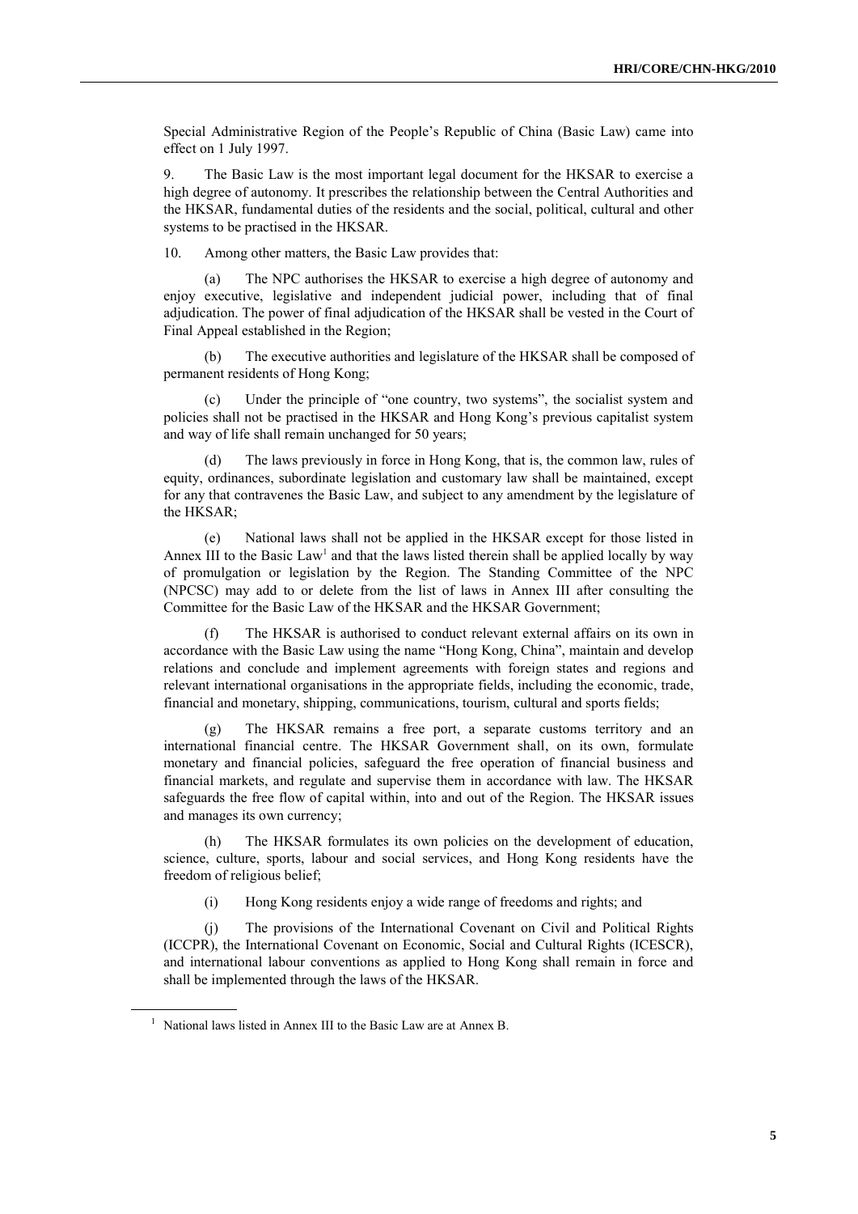Special Administrative Region of the People's Republic of China (Basic Law) came into effect on 1 July 1997.

9. The Basic Law is the most important legal document for the HKSAR to exercise a high degree of autonomy. It prescribes the relationship between the Central Authorities and the HKSAR, fundamental duties of the residents and the social, political, cultural and other systems to be practised in the HKSAR.

10. Among other matters, the Basic Law provides that:

(a) The NPC authorises the HKSAR to exercise a high degree of autonomy and enjoy executive, legislative and independent judicial power, including that of final adjudication. The power of final adjudication of the HKSAR shall be vested in the Court of Final Appeal established in the Region;

(b) The executive authorities and legislature of the HKSAR shall be composed of permanent residents of Hong Kong;

(c) Under the principle of "one country, two systems", the socialist system and policies shall not be practised in the HKSAR and Hong Kong's previous capitalist system and way of life shall remain unchanged for 50 years;

(d) The laws previously in force in Hong Kong, that is, the common law, rules of equity, ordinances, subordinate legislation and customary law shall be maintained, except for any that contravenes the Basic Law, and subject to any amendment by the legislature of the HKSAR;

(e) National laws shall not be applied in the HKSAR except for those listed in Annex III to the Basic Law[1] and that the laws listed therein shall be applied locally by way of promulgation or legislation by the Region. The Standing Committee of the NPC (NPCSC) may add to or delete from the list of laws in Annex III after consulting the Committee for the Basic Law of the HKSAR and the HKSAR Government;

(f) The HKSAR is authorised to conduct relevant external affairs on its own in accordance with the Basic Law using the name "Hong Kong, China", maintain and develop relations and conclude and implement agreements with foreign states and regions and relevant international organisations in the appropriate fields, including the economic, trade, financial and monetary, shipping, communications, tourism, cultural and sports fields;

(g) The HKSAR remains a free port, a separate customs territory and an international financial centre. The HKSAR Government shall, on its own, formulate monetary and financial policies, safeguard the free operation of financial business and financial markets, and regulate and supervise them in accordance with law. The HKSAR safeguards the free flow of capital within, into and out of the Region. The HKSAR issues and manages its own currency;

(h) The HKSAR formulates its own policies on the development of education, science, culture, sports, labour and social services, and Hong Kong residents have the freedom of religious belief;

(i) Hong Kong residents enjoy a wide range of freedoms and rights; and

(j) The provisions of the International Covenant on Civil and Political Rights (ICCPR), the International Covenant on Economic, Social and Cultural Rights (ICESCR), and international labour conventions as applied to Hong Kong shall remain in force and shall be implemented through the laws of the HKSAR.

---

[1] National laws listed in Annex III to the Basic Law are at Annex B.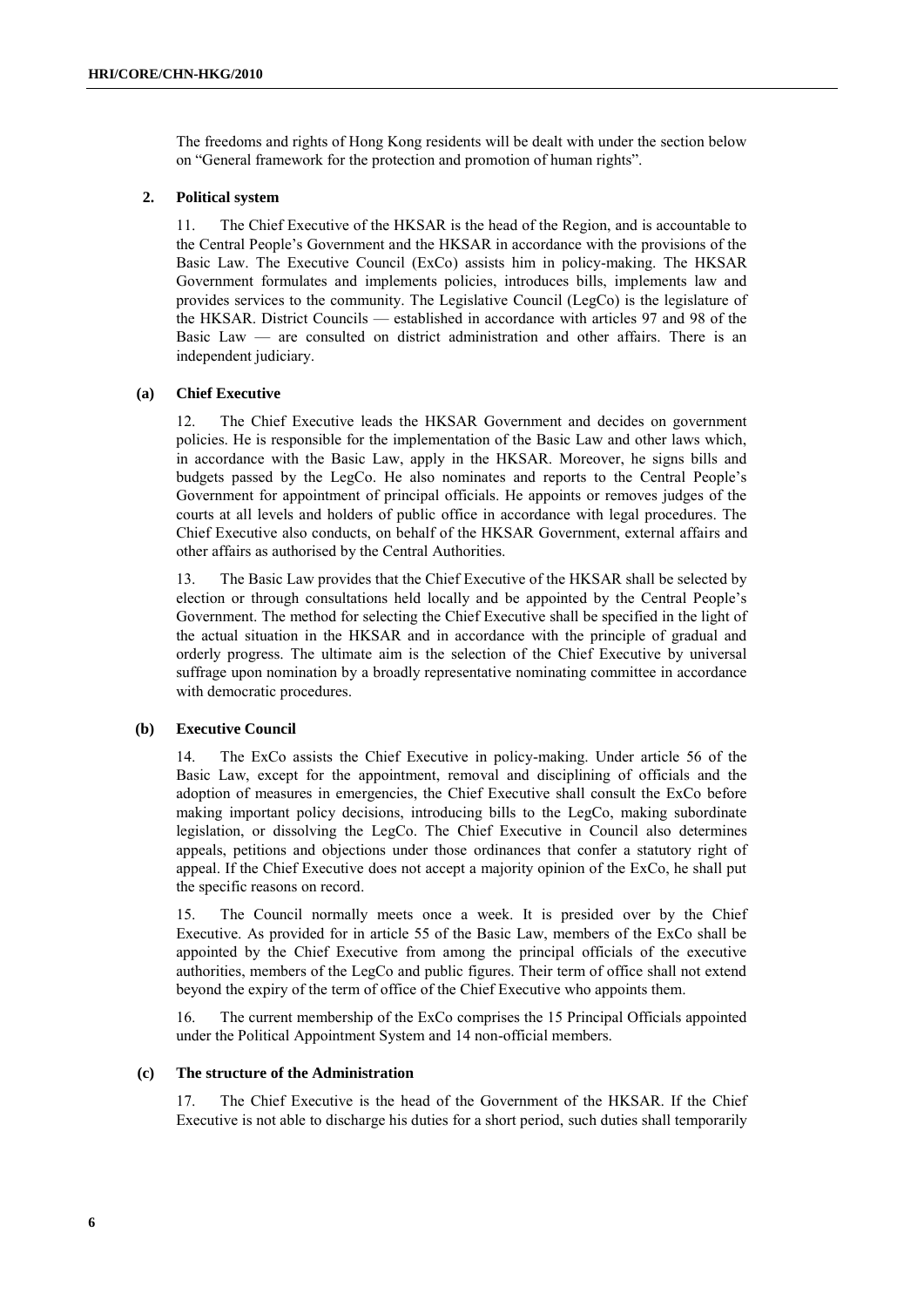The freedoms and rights of Hong Kong residents will be dealt with under the section below on "General framework for the protection and promotion of human rights".

## 2. Political system

11. The Chief Executive of the HKSAR is the head of the Region, and is accountable to the Central People's Government and the HKSAR in accordance with the provisions of the Basic Law. The Executive Council (ExCo) assists him in policy-making. The HKSAR Government formulates and implements policies, introduces bills, implements law and provides services to the community. The Legislative Council (LegCo) is the legislature of the HKSAR. District Councils — established in accordance with articles 97 and 98 of the Basic Law — are consulted on district administration and other affairs. There is an independent judiciary.

### (a) Chief Executive

12. The Chief Executive leads the HKSAR Government and decides on government policies. He is responsible for the implementation of the Basic Law and other laws which, in accordance with the Basic Law, apply in the HKSAR. Moreover, he signs bills and budgets passed by the LegCo. He also nominates and reports to the Central People's Government for appointment of principal officials. He appoints or removes judges of the courts at all levels and holders of public office in accordance with legal procedures. The Chief Executive also conducts, on behalf of the HKSAR Government, external affairs and other affairs as authorised by the Central Authorities.

13. The Basic Law provides that the Chief Executive of the HKSAR shall be selected by election or through consultations held locally and be appointed by the Central People's Government. The method for selecting the Chief Executive shall be specified in the light of the actual situation in the HKSAR and in accordance with the principle of gradual and orderly progress. The ultimate aim is the selection of the Chief Executive by universal suffrage upon nomination by a broadly representative nominating committee in accordance with democratic procedures.

### (b) Executive Council

14. The ExCo assists the Chief Executive in policy-making. Under article 56 of the Basic Law, except for the appointment, removal and disciplining of officials and the adoption of measures in emergencies, the Chief Executive shall consult the ExCo before making important policy decisions, introducing bills to the LegCo, making subordinate legislation, or dissolving the LegCo. The Chief Executive in Council also determines appeals, petitions and objections under those ordinances that confer a statutory right of appeal. If the Chief Executive does not accept a majority opinion of the ExCo, he shall put the specific reasons on record.

15. The Council normally meets once a week. It is presided over by the Chief Executive. As provided for in article 55 of the Basic Law, members of the ExCo shall be appointed by the Chief Executive from among the principal officials of the executive authorities, members of the LegCo and public figures. Their term of office shall not extend beyond the expiry of the term of office of the Chief Executive who appoints them.

16. The current membership of the ExCo comprises the 15 Principal Officials appointed under the Political Appointment System and 14 non-official members.

### (c) The structure of the Administration

17. The Chief Executive is the head of the Government of the HKSAR. If the Chief Executive is not able to discharge his duties for a short period, such duties shall temporarily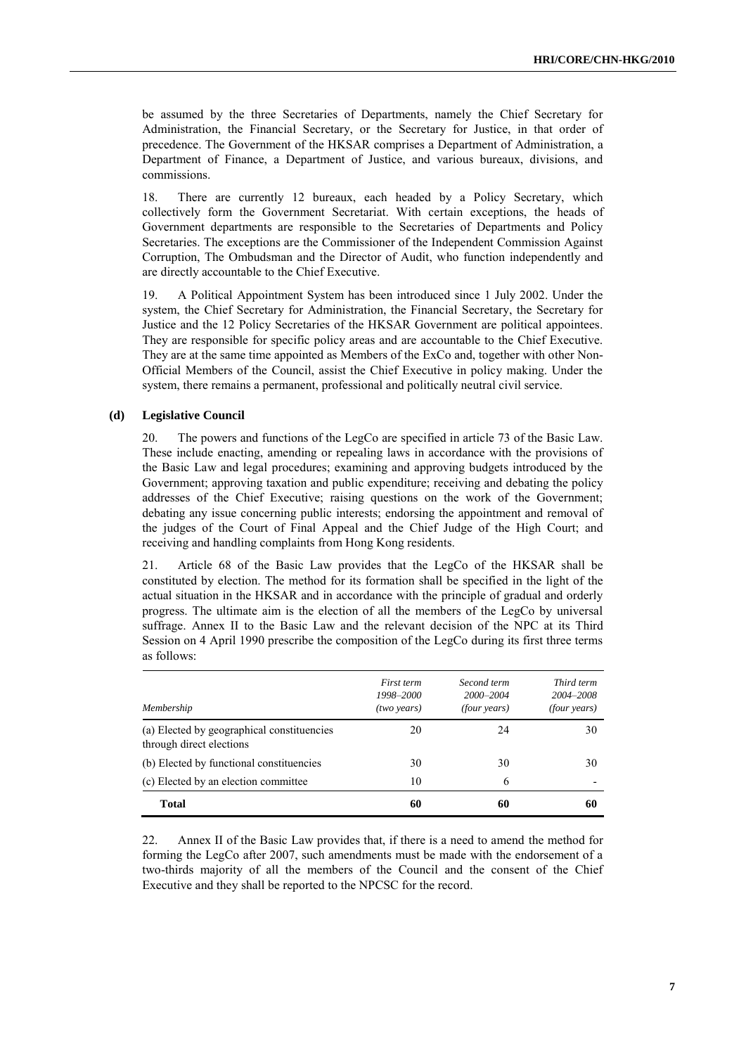be assumed by the three Secretaries of Departments, namely the Chief Secretary for Administration, the Financial Secretary, or the Secretary for Justice, in that order of precedence. The Government of the HKSAR comprises a Department of Administration, a Department of Finance, a Department of Justice, and various bureaux, divisions, and commissions.

18. There are currently 12 bureaux, each headed by a Policy Secretary, which collectively form the Government Secretariat. With certain exceptions, the heads of Government departments are responsible to the Secretaries of Departments and Policy Secretaries. The exceptions are the Commissioner of the Independent Commission Against Corruption, The Ombudsman and the Director of Audit, who function independently and are directly accountable to the Chief Executive.

19. A Political Appointment System has been introduced since 1 July 2002. Under the system, the Chief Secretary for Administration, the Financial Secretary, the Secretary for Justice and the 12 Policy Secretaries of the HKSAR Government are political appointees. They are responsible for specific policy areas and are accountable to the Chief Executive. They are at the same time appointed as Members of the ExCo and, together with other Non-Official Members of the Council, assist the Chief Executive in policy making. Under the system, there remains a permanent, professional and politically neutral civil service.

### (d) Legislative Council

20. The powers and functions of the LegCo are specified in article 73 of the Basic Law. These include enacting, amending or repealing laws in accordance with the provisions of the Basic Law and legal procedures; examining and approving budgets introduced by the Government; approving taxation and public expenditure; receiving and debating the policy addresses of the Chief Executive; raising questions on the work of the Government; debating any issue concerning public interests; endorsing the appointment and removal of the judges of the Court of Final Appeal and the Chief Judge of the High Court; and receiving and handling complaints from Hong Kong residents.

21. Article 68 of the Basic Law provides that the LegCo of the HKSAR shall be constituted by election. The method for its formation shall be specified in the light of the actual situation in the HKSAR and in accordance with the principle of gradual and orderly progress. The ultimate aim is the election of all the members of the LegCo by universal suffrage. Annex II to the Basic Law and the relevant decision of the NPC at its Third Session on 4 April 1990 prescribe the composition of the LegCo during its first three terms as follows:

| *Membership* | *First term 1998–2000 (two years)* | *Second term 2000–2004 (four years)* | *Third term 2004–2008 (four years)* |
|---|---|---|---|
| (a) Elected by geographical constituencies through direct elections | 20 | 24 | 30 |
| (b) Elected by functional constituencies | 30 | 30 | 30 |
| (c) Elected by an election committee | 10 | 6 | - |
| **Total** | **60** | **60** | **60** |

22. Annex II of the Basic Law provides that, if there is a need to amend the method for forming the LegCo after 2007, such amendments must be made with the endorsement of a two-thirds majority of all the members of the Council and the consent of the Chief Executive and they shall be reported to the NPCSC for the record.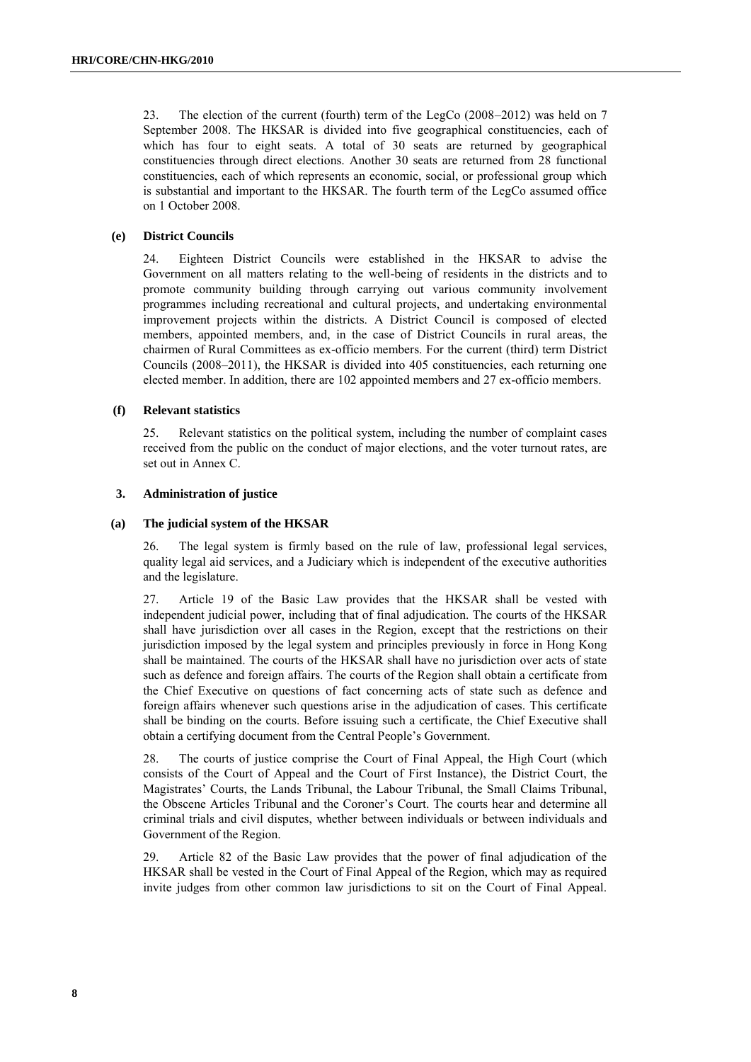23. The election of the current (fourth) term of the LegCo (2008–2012) was held on 7 September 2008. The HKSAR is divided into five geographical constituencies, each of which has four to eight seats. A total of 30 seats are returned by geographical constituencies through direct elections. Another 30 seats are returned from 28 functional constituencies, each of which represents an economic, social, or professional group which is substantial and important to the HKSAR. The fourth term of the LegCo assumed office on 1 October 2008.

#### (e) District Councils

24. Eighteen District Councils were established in the HKSAR to advise the Government on all matters relating to the well-being of residents in the districts and to promote community building through carrying out various community involvement programmes including recreational and cultural projects, and undertaking environmental improvement projects within the districts. A District Council is composed of elected members, appointed members, and, in the case of District Councils in rural areas, the chairmen of Rural Committees as ex-officio members. For the current (third) term District Councils (2008–2011), the HKSAR is divided into 405 constituencies, each returning one elected member. In addition, there are 102 appointed members and 27 ex-officio members.

#### (f) Relevant statistics

25. Relevant statistics on the political system, including the number of complaint cases received from the public on the conduct of major elections, and the voter turnout rates, are set out in Annex C.

### 3. Administration of justice

#### (a) The judicial system of the HKSAR

26. The legal system is firmly based on the rule of law, professional legal services, quality legal aid services, and a Judiciary which is independent of the executive authorities and the legislature.

27. Article 19 of the Basic Law provides that the HKSAR shall be vested with independent judicial power, including that of final adjudication. The courts of the HKSAR shall have jurisdiction over all cases in the Region, except that the restrictions on their jurisdiction imposed by the legal system and principles previously in force in Hong Kong shall be maintained. The courts of the HKSAR shall have no jurisdiction over acts of state such as defence and foreign affairs. The courts of the Region shall obtain a certificate from the Chief Executive on questions of fact concerning acts of state such as defence and foreign affairs whenever such questions arise in the adjudication of cases. This certificate shall be binding on the courts. Before issuing such a certificate, the Chief Executive shall obtain a certifying document from the Central People's Government.

28. The courts of justice comprise the Court of Final Appeal, the High Court (which consists of the Court of Appeal and the Court of First Instance), the District Court, the Magistrates' Courts, the Lands Tribunal, the Labour Tribunal, the Small Claims Tribunal, the Obscene Articles Tribunal and the Coroner's Court. The courts hear and determine all criminal trials and civil disputes, whether between individuals or between individuals and Government of the Region.

29. Article 82 of the Basic Law provides that the power of final adjudication of the HKSAR shall be vested in the Court of Final Appeal of the Region, which may as required invite judges from other common law jurisdictions to sit on the Court of Final Appeal.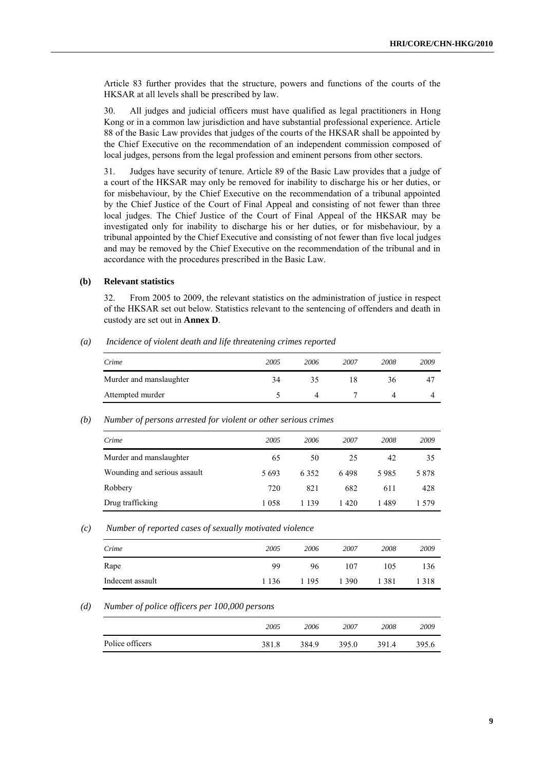Article 83 further provides that the structure, powers and functions of the courts of the HKSAR at all levels shall be prescribed by law.

30. All judges and judicial officers must have qualified as legal practitioners in Hong Kong or in a common law jurisdiction and have substantial professional experience. Article 88 of the Basic Law provides that judges of the courts of the HKSAR shall be appointed by the Chief Executive on the recommendation of an independent commission composed of local judges, persons from the legal profession and eminent persons from other sectors.

31. Judges have security of tenure. Article 89 of the Basic Law provides that a judge of a court of the HKSAR may only be removed for inability to discharge his or her duties, or for misbehaviour, by the Chief Executive on the recommendation of a tribunal appointed by the Chief Justice of the Court of Final Appeal and consisting of not fewer than three local judges. The Chief Justice of the Court of Final Appeal of the HKSAR may be investigated only for inability to discharge his or her duties, or for misbehaviour, by a tribunal appointed by the Chief Executive and consisting of not fewer than five local judges and may be removed by the Chief Executive on the recommendation of the tribunal and in accordance with the procedures prescribed in the Basic Law.

### (b) Relevant statistics

32. From 2005 to 2009, the relevant statistics on the administration of justice in respect of the HKSAR set out below. Statistics relevant to the sentencing of offenders and death in custody are set out in **Annex D**.

*(a) Incidence of violent death and life threatening crimes reported*

| *Crime* | *2005* | *2006* | *2007* | *2008* | *2009* |
|---|---|---|---|---|---|
| Murder and manslaughter | 34 | 35 | 18 | 36 | 47 |
| Attempted murder | 5 | 4 | 7 | 4 | 4 |

*(b) Number of persons arrested for violent or other serious crimes*

| *Crime* | *2005* | *2006* | *2007* | *2008* | *2009* |
|---|---|---|---|---|---|
| Murder and manslaughter | 65 | 50 | 25 | 42 | 35 |
| Wounding and serious assault | 5 693 | 6 352 | 6 498 | 5 985 | 5 878 |
| Robbery | 720 | 821 | 682 | 611 | 428 |
| Drug trafficking | 1 058 | 1 139 | 1 420 | 1 489 | 1 579 |

*(c) Number of reported cases of sexually motivated violence*

| *Crime* | *2005* | *2006* | *2007* | *2008* | *2009* |
|---|---|---|---|---|---|
| Rape | 99 | 96 | 107 | 105 | 136 |
| Indecent assault | 1 136 | 1 195 | 1 390 | 1 381 | 1 318 |

*(d) Number of police officers per 100,000 persons*

| | *2005* | *2006* | *2007* | *2008* | *2009* |
|---|---|---|---|---|---|
| Police officers | 381.8 | 384.9 | 395.0 | 391.4 | 395.6 |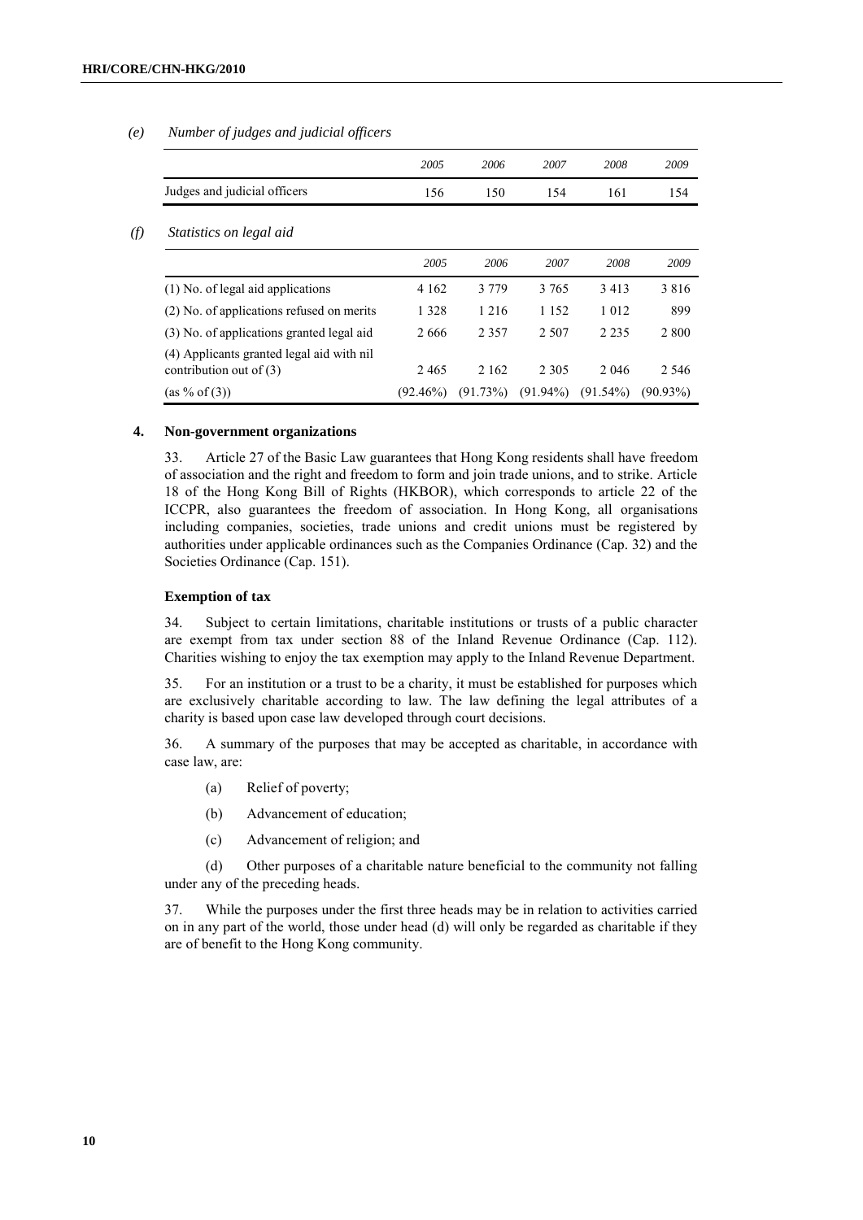*(e) Number of judges and judicial officers*

| | *2005* | *2006* | *2007* | *2008* | *2009* |
|---|---|---|---|---|---|
| Judges and judicial officers | 156 | 150 | 154 | 161 | 154 |

*(f) Statistics on legal aid*

| | *2005* | *2006* | *2007* | *2008* | *2009* |
|---|---|---|---|---|---|
| (1) No. of legal aid applications | 4 162 | 3 779 | 3 765 | 3 413 | 3 816 |
| (2) No. of applications refused on merits | 1 328 | 1 216 | 1 152 | 1 012 | 899 |
| (3) No. of applications granted legal aid | 2 666 | 2 357 | 2 507 | 2 235 | 2 800 |
| (4) Applicants granted legal aid with nil contribution out of (3) | 2 465 | 2 162 | 2 305 | 2 046 | 2 546 |
| (as % of (3)) | (92.46%) | (91.73%) | (91.94%) | (91.54%) | (90.93%) |

## 4. Non-government organizations

33. Article 27 of the Basic Law guarantees that Hong Kong residents shall have freedom of association and the right and freedom to form and join trade unions, and to strike. Article 18 of the Hong Kong Bill of Rights (HKBOR), which corresponds to article 22 of the ICCPR, also guarantees the freedom of association. In Hong Kong, all organisations including companies, societies, trade unions and credit unions must be registered by authorities under applicable ordinances such as the Companies Ordinance (Cap. 32) and the Societies Ordinance (Cap. 151).

### Exemption of tax

34. Subject to certain limitations, charitable institutions or trusts of a public character are exempt from tax under section 88 of the Inland Revenue Ordinance (Cap. 112). Charities wishing to enjoy the tax exemption may apply to the Inland Revenue Department.

35. For an institution or a trust to be a charity, it must be established for purposes which are exclusively charitable according to law. The law defining the legal attributes of a charity is based upon case law developed through court decisions.

36. A summary of the purposes that may be accepted as charitable, in accordance with case law, are:

(a) Relief of poverty;

(b) Advancement of education;

(c) Advancement of religion; and

(d) Other purposes of a charitable nature beneficial to the community not falling under any of the preceding heads.

37. While the purposes under the first three heads may be in relation to activities carried on in any part of the world, those under head (d) will only be regarded as charitable if they are of benefit to the Hong Kong community.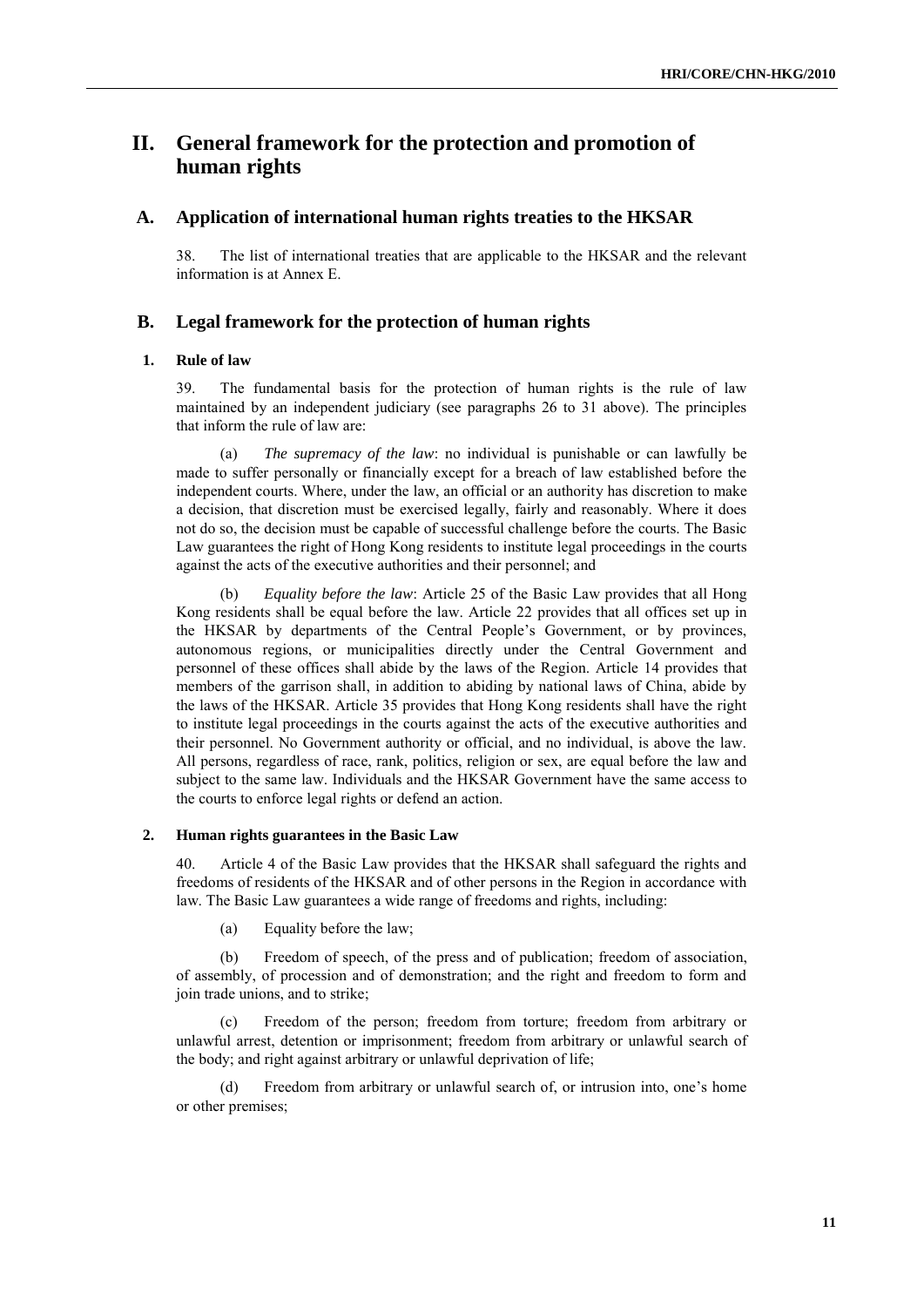# II. General framework for the protection and promotion of human rights

## A. Application of international human rights treaties to the HKSAR

38. The list of international treaties that are applicable to the HKSAR and the relevant information is at Annex E.

## B. Legal framework for the protection of human rights

### 1. Rule of law

39. The fundamental basis for the protection of human rights is the rule of law maintained by an independent judiciary (see paragraphs 26 to 31 above). The principles that inform the rule of law are:

(a) *The supremacy of the law*: no individual is punishable or can lawfully be made to suffer personally or financially except for a breach of law established before the independent courts. Where, under the law, an official or an authority has discretion to make a decision, that discretion must be exercised legally, fairly and reasonably. Where it does not do so, the decision must be capable of successful challenge before the courts. The Basic Law guarantees the right of Hong Kong residents to institute legal proceedings in the courts against the acts of the executive authorities and their personnel; and

(b) *Equality before the law*: Article 25 of the Basic Law provides that all Hong Kong residents shall be equal before the law. Article 22 provides that all offices set up in the HKSAR by departments of the Central People's Government, or by provinces, autonomous regions, or municipalities directly under the Central Government and personnel of these offices shall abide by the laws of the Region. Article 14 provides that members of the garrison shall, in addition to abiding by national laws of China, abide by the laws of the HKSAR. Article 35 provides that Hong Kong residents shall have the right to institute legal proceedings in the courts against the acts of the executive authorities and their personnel. No Government authority or official, and no individual, is above the law. All persons, regardless of race, rank, politics, religion or sex, are equal before the law and subject to the same law. Individuals and the HKSAR Government have the same access to the courts to enforce legal rights or defend an action.

### 2. Human rights guarantees in the Basic Law

40. Article 4 of the Basic Law provides that the HKSAR shall safeguard the rights and freedoms of residents of the HKSAR and of other persons in the Region in accordance with law. The Basic Law guarantees a wide range of freedoms and rights, including:

(a) Equality before the law;

(b) Freedom of speech, of the press and of publication; freedom of association, of assembly, of procession and of demonstration; and the right and freedom to form and join trade unions, and to strike;

(c) Freedom of the person; freedom from torture; freedom from arbitrary or unlawful arrest, detention or imprisonment; freedom from arbitrary or unlawful search of the body; and right against arbitrary or unlawful deprivation of life;

(d) Freedom from arbitrary or unlawful search of, or intrusion into, one's home or other premises;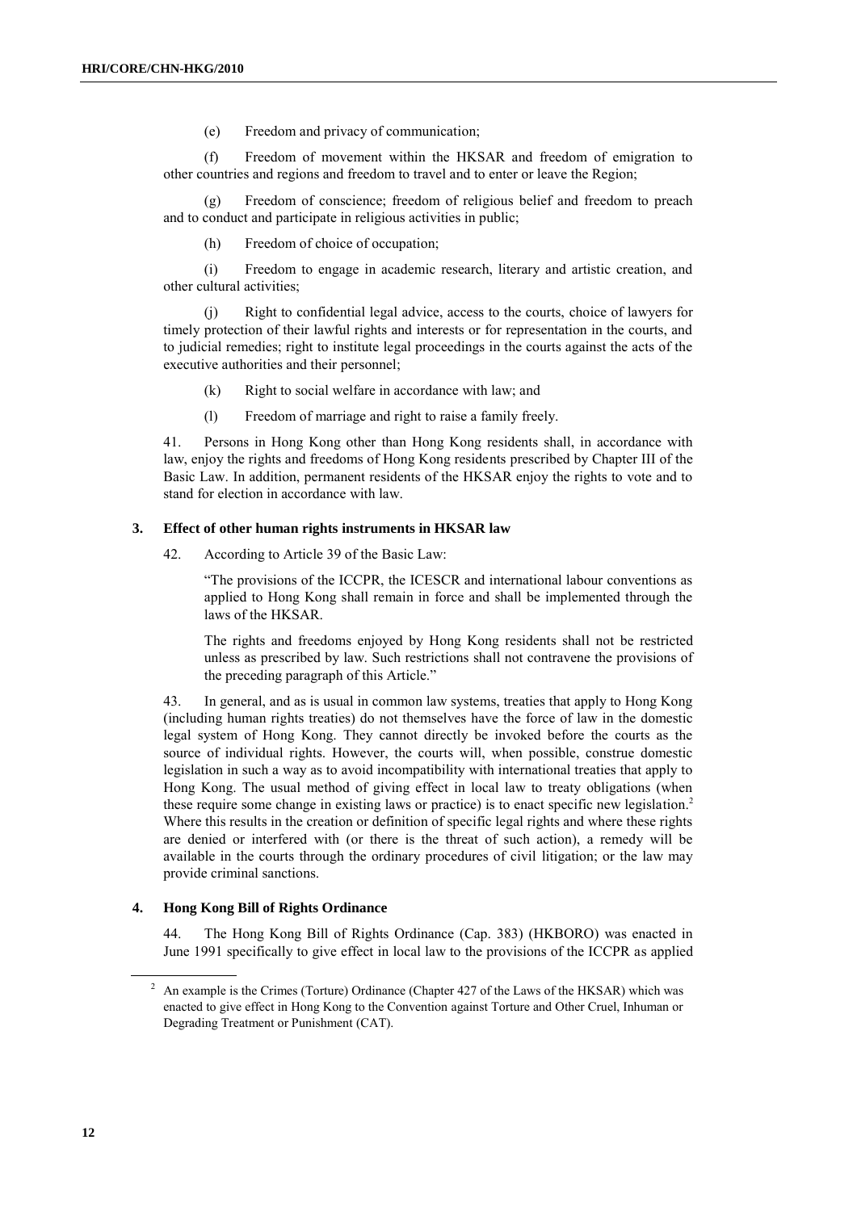(e) Freedom and privacy of communication;

(f) Freedom of movement within the HKSAR and freedom of emigration to other countries and regions and freedom to travel and to enter or leave the Region;

(g) Freedom of conscience; freedom of religious belief and freedom to preach and to conduct and participate in religious activities in public;

(h) Freedom of choice of occupation;

(i) Freedom to engage in academic research, literary and artistic creation, and other cultural activities;

(j) Right to confidential legal advice, access to the courts, choice of lawyers for timely protection of their lawful rights and interests or for representation in the courts, and to judicial remedies; right to institute legal proceedings in the courts against the acts of the executive authorities and their personnel;

(k) Right to social welfare in accordance with law; and

(l) Freedom of marriage and right to raise a family freely.

41. Persons in Hong Kong other than Hong Kong residents shall, in accordance with law, enjoy the rights and freedoms of Hong Kong residents prescribed by Chapter III of the Basic Law. In addition, permanent residents of the HKSAR enjoy the rights to vote and to stand for election in accordance with law.

### 3. Effect of other human rights instruments in HKSAR law

42. According to Article 39 of the Basic Law:

> "The provisions of the ICCPR, the ICESCR and international labour conventions as applied to Hong Kong shall remain in force and shall be implemented through the laws of the HKSAR.
>
> The rights and freedoms enjoyed by Hong Kong residents shall not be restricted unless as prescribed by law. Such restrictions shall not contravene the provisions of the preceding paragraph of this Article."

43. In general, and as is usual in common law systems, treaties that apply to Hong Kong (including human rights treaties) do not themselves have the force of law in the domestic legal system of Hong Kong. They cannot directly be invoked before the courts as the source of individual rights. However, the courts will, when possible, construe domestic legislation in such a way as to avoid incompatibility with international treaties that apply to Hong Kong. The usual method of giving effect in local law to treaty obligations (when these require some change in existing laws or practice) is to enact specific new legislation.[2] Where this results in the creation or definition of specific legal rights and where these rights are denied or interfered with (or there is the threat of such action), a remedy will be available in the courts through the ordinary procedures of civil litigation; or the law may provide criminal sanctions.

### 4. Hong Kong Bill of Rights Ordinance

44. The Hong Kong Bill of Rights Ordinance (Cap. 383) (HKBORO) was enacted in June 1991 specifically to give effect in local law to the provisions of the ICCPR as applied

[2] An example is the Crimes (Torture) Ordinance (Chapter 427 of the Laws of the HKSAR) which was enacted to give effect in Hong Kong to the Convention against Torture and Other Cruel, Inhuman or Degrading Treatment or Punishment (CAT).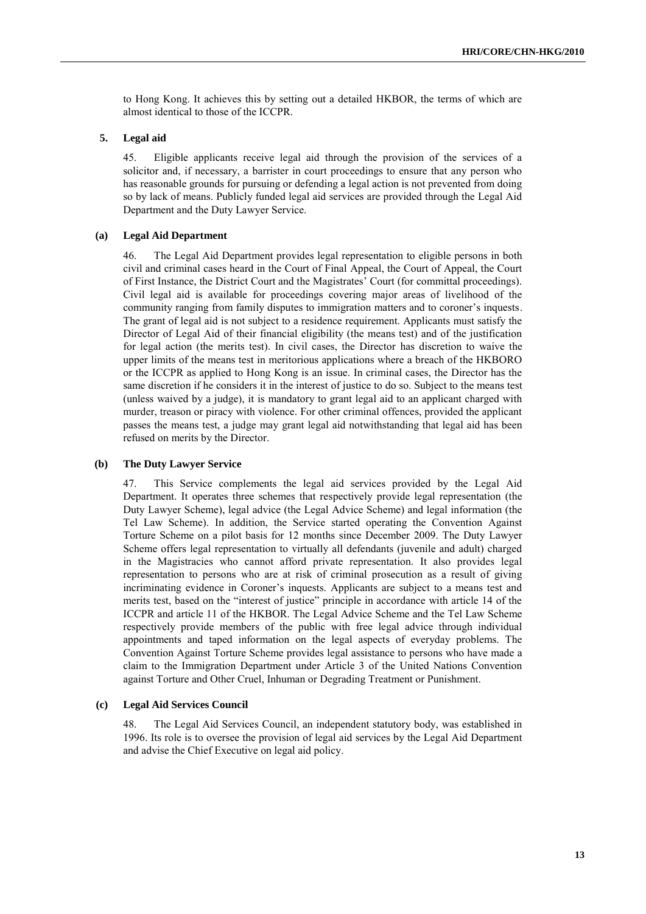to Hong Kong. It achieves this by setting out a detailed HKBOR, the terms of which are almost identical to those of the ICCPR.

## 5. Legal aid

45. Eligible applicants receive legal aid through the provision of the services of a solicitor and, if necessary, a barrister in court proceedings to ensure that any person who has reasonable grounds for pursuing or defending a legal action is not prevented from doing so by lack of means. Publicly funded legal aid services are provided through the Legal Aid Department and the Duty Lawyer Service.

### (a) Legal Aid Department

46. The Legal Aid Department provides legal representation to eligible persons in both civil and criminal cases heard in the Court of Final Appeal, the Court of Appeal, the Court of First Instance, the District Court and the Magistrates' Court (for committal proceedings). Civil legal aid is available for proceedings covering major areas of livelihood of the community ranging from family disputes to immigration matters and to coroner's inquests. The grant of legal aid is not subject to a residence requirement. Applicants must satisfy the Director of Legal Aid of their financial eligibility (the means test) and of the justification for legal action (the merits test). In civil cases, the Director has discretion to waive the upper limits of the means test in meritorious applications where a breach of the HKBORO or the ICCPR as applied to Hong Kong is an issue. In criminal cases, the Director has the same discretion if he considers it in the interest of justice to do so. Subject to the means test (unless waived by a judge), it is mandatory to grant legal aid to an applicant charged with murder, treason or piracy with violence. For other criminal offences, provided the applicant passes the means test, a judge may grant legal aid notwithstanding that legal aid has been refused on merits by the Director.

### (b) The Duty Lawyer Service

47. This Service complements the legal aid services provided by the Legal Aid Department. It operates three schemes that respectively provide legal representation (the Duty Lawyer Scheme), legal advice (the Legal Advice Scheme) and legal information (the Tel Law Scheme). In addition, the Service started operating the Convention Against Torture Scheme on a pilot basis for 12 months since December 2009. The Duty Lawyer Scheme offers legal representation to virtually all defendants (juvenile and adult) charged in the Magistracies who cannot afford private representation. It also provides legal representation to persons who are at risk of criminal prosecution as a result of giving incriminating evidence in Coroner's inquests. Applicants are subject to a means test and merits test, based on the "interest of justice" principle in accordance with article 14 of the ICCPR and article 11 of the HKBOR. The Legal Advice Scheme and the Tel Law Scheme respectively provide members of the public with free legal advice through individual appointments and taped information on the legal aspects of everyday problems. The Convention Against Torture Scheme provides legal assistance to persons who have made a claim to the Immigration Department under Article 3 of the United Nations Convention against Torture and Other Cruel, Inhuman or Degrading Treatment or Punishment.

### (c) Legal Aid Services Council

48. The Legal Aid Services Council, an independent statutory body, was established in 1996. Its role is to oversee the provision of legal aid services by the Legal Aid Department and advise the Chief Executive on legal aid policy.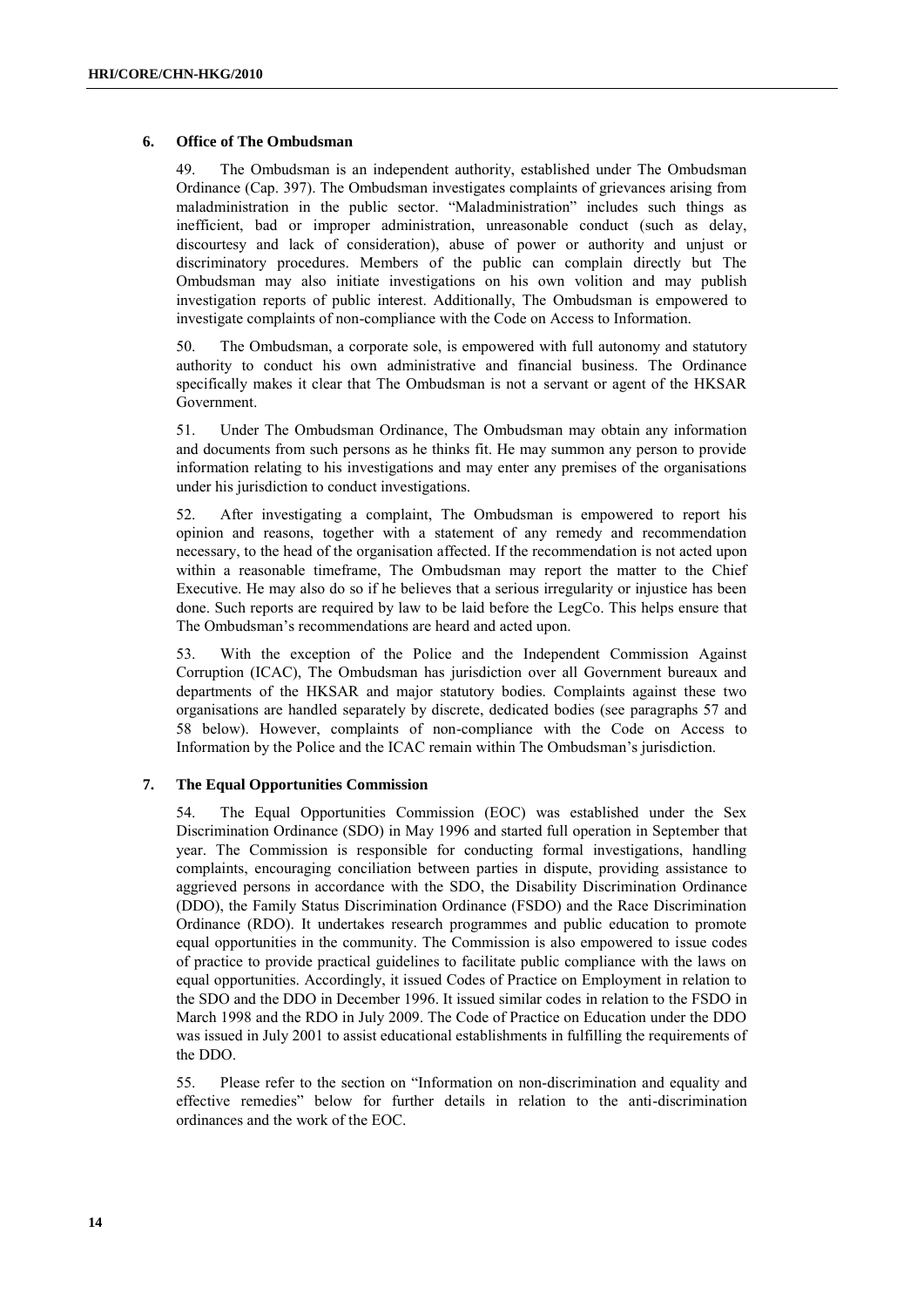### 6. Office of The Ombudsman

49. The Ombudsman is an independent authority, established under The Ombudsman Ordinance (Cap. 397). The Ombudsman investigates complaints of grievances arising from maladministration in the public sector. "Maladministration" includes such things as inefficient, bad or improper administration, unreasonable conduct (such as delay, discourtesy and lack of consideration), abuse of power or authority and unjust or discriminatory procedures. Members of the public can complain directly but The Ombudsman may also initiate investigations on his own volition and may publish investigation reports of public interest. Additionally, The Ombudsman is empowered to investigate complaints of non-compliance with the Code on Access to Information.

50. The Ombudsman, a corporate sole, is empowered with full autonomy and statutory authority to conduct his own administrative and financial business. The Ordinance specifically makes it clear that The Ombudsman is not a servant or agent of the HKSAR Government.

51. Under The Ombudsman Ordinance, The Ombudsman may obtain any information and documents from such persons as he thinks fit. He may summon any person to provide information relating to his investigations and may enter any premises of the organisations under his jurisdiction to conduct investigations.

52. After investigating a complaint, The Ombudsman is empowered to report his opinion and reasons, together with a statement of any remedy and recommendation necessary, to the head of the organisation affected. If the recommendation is not acted upon within a reasonable timeframe, The Ombudsman may report the matter to the Chief Executive. He may also do so if he believes that a serious irregularity or injustice has been done. Such reports are required by law to be laid before the LegCo. This helps ensure that The Ombudsman's recommendations are heard and acted upon.

53. With the exception of the Police and the Independent Commission Against Corruption (ICAC), The Ombudsman has jurisdiction over all Government bureaux and departments of the HKSAR and major statutory bodies. Complaints against these two organisations are handled separately by discrete, dedicated bodies (see paragraphs 57 and 58 below). However, complaints of non-compliance with the Code on Access to Information by the Police and the ICAC remain within The Ombudsman's jurisdiction.

### 7. The Equal Opportunities Commission

54. The Equal Opportunities Commission (EOC) was established under the Sex Discrimination Ordinance (SDO) in May 1996 and started full operation in September that year. The Commission is responsible for conducting formal investigations, handling complaints, encouraging conciliation between parties in dispute, providing assistance to aggrieved persons in accordance with the SDO, the Disability Discrimination Ordinance (DDO), the Family Status Discrimination Ordinance (FSDO) and the Race Discrimination Ordinance (RDO). It undertakes research programmes and public education to promote equal opportunities in the community. The Commission is also empowered to issue codes of practice to provide practical guidelines to facilitate public compliance with the laws on equal opportunities. Accordingly, it issued Codes of Practice on Employment in relation to the SDO and the DDO in December 1996. It issued similar codes in relation to the FSDO in March 1998 and the RDO in July 2009. The Code of Practice on Education under the DDO was issued in July 2001 to assist educational establishments in fulfilling the requirements of the DDO.

55. Please refer to the section on "Information on non-discrimination and equality and effective remedies" below for further details in relation to the anti-discrimination ordinances and the work of the EOC.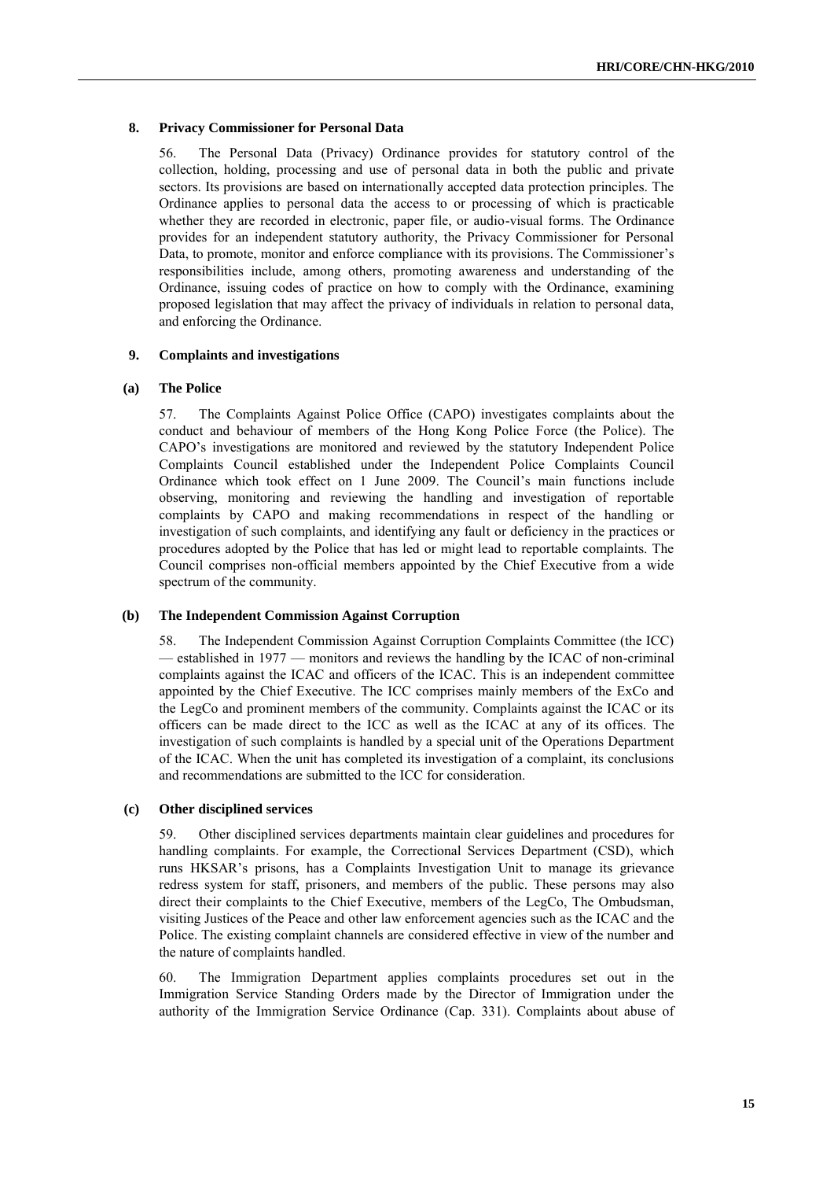## 8. Privacy Commissioner for Personal Data

56. The Personal Data (Privacy) Ordinance provides for statutory control of the collection, holding, processing and use of personal data in both the public and private sectors. Its provisions are based on internationally accepted data protection principles. The Ordinance applies to personal data the access to or processing of which is practicable whether they are recorded in electronic, paper file, or audio-visual forms. The Ordinance provides for an independent statutory authority, the Privacy Commissioner for Personal Data, to promote, monitor and enforce compliance with its provisions. The Commissioner's responsibilities include, among others, promoting awareness and understanding of the Ordinance, issuing codes of practice on how to comply with the Ordinance, examining proposed legislation that may affect the privacy of individuals in relation to personal data, and enforcing the Ordinance.

## 9. Complaints and investigations

### (a) The Police

57. The Complaints Against Police Office (CAPO) investigates complaints about the conduct and behaviour of members of the Hong Kong Police Force (the Police). The CAPO's investigations are monitored and reviewed by the statutory Independent Police Complaints Council established under the Independent Police Complaints Council Ordinance which took effect on 1 June 2009. The Council's main functions include observing, monitoring and reviewing the handling and investigation of reportable complaints by CAPO and making recommendations in respect of the handling or investigation of such complaints, and identifying any fault or deficiency in the practices or procedures adopted by the Police that has led or might lead to reportable complaints. The Council comprises non-official members appointed by the Chief Executive from a wide spectrum of the community.

### (b) The Independent Commission Against Corruption

58. The Independent Commission Against Corruption Complaints Committee (the ICC) — established in 1977 — monitors and reviews the handling by the ICAC of non-criminal complaints against the ICAC and officers of the ICAC. This is an independent committee appointed by the Chief Executive. The ICC comprises mainly members of the ExCo and the LegCo and prominent members of the community. Complaints against the ICAC or its officers can be made direct to the ICC as well as the ICAC at any of its offices. The investigation of such complaints is handled by a special unit of the Operations Department of the ICAC. When the unit has completed its investigation of a complaint, its conclusions and recommendations are submitted to the ICC for consideration.

### (c) Other disciplined services

59. Other disciplined services departments maintain clear guidelines and procedures for handling complaints. For example, the Correctional Services Department (CSD), which runs HKSAR's prisons, has a Complaints Investigation Unit to manage its grievance redress system for staff, prisoners, and members of the public. These persons may also direct their complaints to the Chief Executive, members of the LegCo, The Ombudsman, visiting Justices of the Peace and other law enforcement agencies such as the ICAC and the Police. The existing complaint channels are considered effective in view of the number and the nature of complaints handled.

60. The Immigration Department applies complaints procedures set out in the Immigration Service Standing Orders made by the Director of Immigration under the authority of the Immigration Service Ordinance (Cap. 331). Complaints about abuse of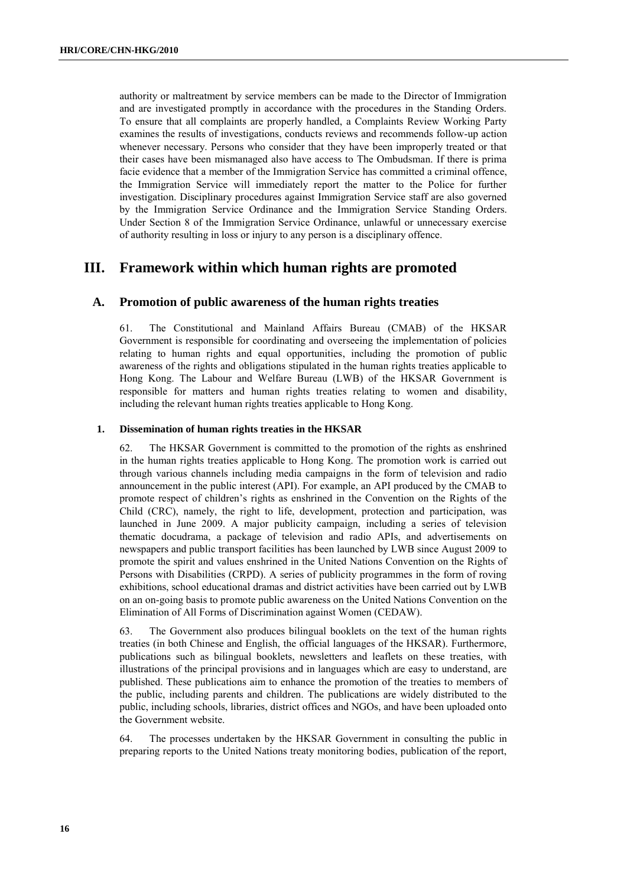authority or maltreatment by service members can be made to the Director of Immigration and are investigated promptly in accordance with the procedures in the Standing Orders. To ensure that all complaints are properly handled, a Complaints Review Working Party examines the results of investigations, conducts reviews and recommends follow-up action whenever necessary. Persons who consider that they have been improperly treated or that their cases have been mismanaged also have access to The Ombudsman. If there is prima facie evidence that a member of the Immigration Service has committed a criminal offence, the Immigration Service will immediately report the matter to the Police for further investigation. Disciplinary procedures against Immigration Service staff are also governed by the Immigration Service Ordinance and the Immigration Service Standing Orders. Under Section 8 of the Immigration Service Ordinance, unlawful or unnecessary exercise of authority resulting in loss or injury to any person is a disciplinary offence.

# III. Framework within which human rights are promoted

## A. Promotion of public awareness of the human rights treaties

61. The Constitutional and Mainland Affairs Bureau (CMAB) of the HKSAR Government is responsible for coordinating and overseeing the implementation of policies relating to human rights and equal opportunities, including the promotion of public awareness of the rights and obligations stipulated in the human rights treaties applicable to Hong Kong. The Labour and Welfare Bureau (LWB) of the HKSAR Government is responsible for matters and human rights treaties relating to women and disability, including the relevant human rights treaties applicable to Hong Kong.

### 1. Dissemination of human rights treaties in the HKSAR

62. The HKSAR Government is committed to the promotion of the rights as enshrined in the human rights treaties applicable to Hong Kong. The promotion work is carried out through various channels including media campaigns in the form of television and radio announcement in the public interest (API). For example, an API produced by the CMAB to promote respect of children's rights as enshrined in the Convention on the Rights of the Child (CRC), namely, the right to life, development, protection and participation, was launched in June 2009. A major publicity campaign, including a series of television thematic docudrama, a package of television and radio APIs, and advertisements on newspapers and public transport facilities has been launched by LWB since August 2009 to promote the spirit and values enshrined in the United Nations Convention on the Rights of Persons with Disabilities (CRPD). A series of publicity programmes in the form of roving exhibitions, school educational dramas and district activities have been carried out by LWB on an on-going basis to promote public awareness on the United Nations Convention on the Elimination of All Forms of Discrimination against Women (CEDAW).

63. The Government also produces bilingual booklets on the text of the human rights treaties (in both Chinese and English, the official languages of the HKSAR). Furthermore, publications such as bilingual booklets, newsletters and leaflets on these treaties, with illustrations of the principal provisions and in languages which are easy to understand, are published. These publications aim to enhance the promotion of the treaties to members of the public, including parents and children. The publications are widely distributed to the public, including schools, libraries, district offices and NGOs, and have been uploaded onto the Government website.

64. The processes undertaken by the HKSAR Government in consulting the public in preparing reports to the United Nations treaty monitoring bodies, publication of the report,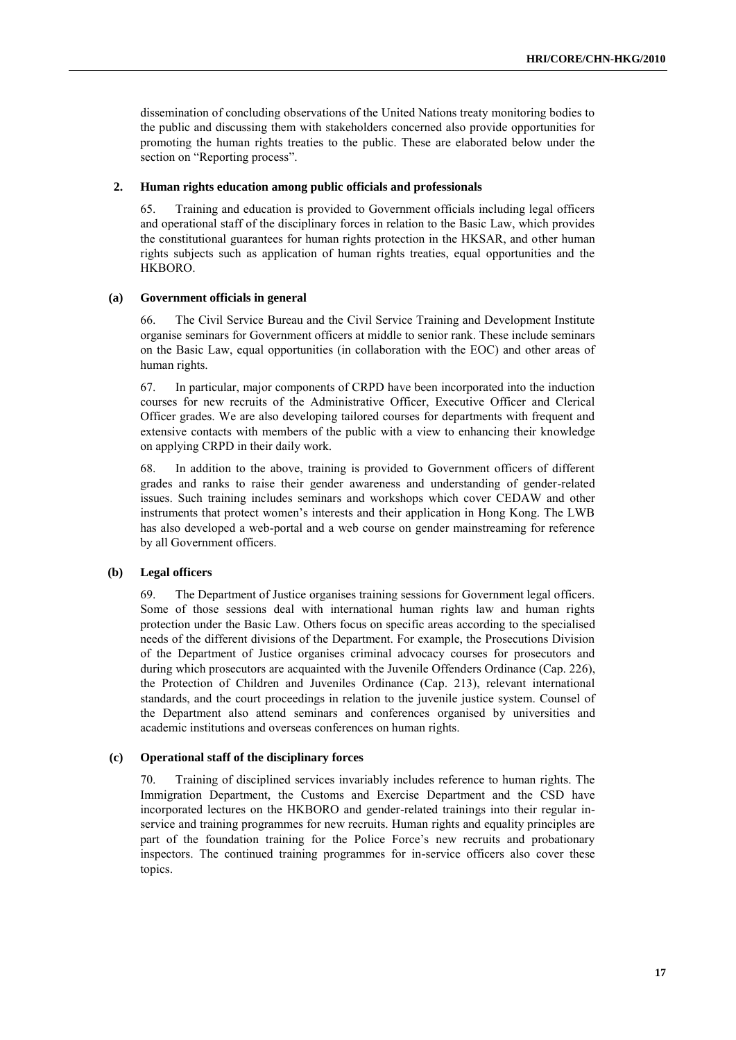dissemination of concluding observations of the United Nations treaty monitoring bodies to the public and discussing them with stakeholders concerned also provide opportunities for promoting the human rights treaties to the public. These are elaborated below under the section on "Reporting process".

### 2. Human rights education among public officials and professionals

65. Training and education is provided to Government officials including legal officers and operational staff of the disciplinary forces in relation to the Basic Law, which provides the constitutional guarantees for human rights protection in the HKSAR, and other human rights subjects such as application of human rights treaties, equal opportunities and the HKBORO.

#### (a) Government officials in general

66. The Civil Service Bureau and the Civil Service Training and Development Institute organise seminars for Government officers at middle to senior rank. These include seminars on the Basic Law, equal opportunities (in collaboration with the EOC) and other areas of human rights.

67. In particular, major components of CRPD have been incorporated into the induction courses for new recruits of the Administrative Officer, Executive Officer and Clerical Officer grades. We are also developing tailored courses for departments with frequent and extensive contacts with members of the public with a view to enhancing their knowledge on applying CRPD in their daily work.

68. In addition to the above, training is provided to Government officers of different grades and ranks to raise their gender awareness and understanding of gender-related issues. Such training includes seminars and workshops which cover CEDAW and other instruments that protect women's interests and their application in Hong Kong. The LWB has also developed a web-portal and a web course on gender mainstreaming for reference by all Government officers.

#### (b) Legal officers

69. The Department of Justice organises training sessions for Government legal officers. Some of those sessions deal with international human rights law and human rights protection under the Basic Law. Others focus on specific areas according to the specialised needs of the different divisions of the Department. For example, the Prosecutions Division of the Department of Justice organises criminal advocacy courses for prosecutors and during which prosecutors are acquainted with the Juvenile Offenders Ordinance (Cap. 226), the Protection of Children and Juveniles Ordinance (Cap. 213), relevant international standards, and the court proceedings in relation to the juvenile justice system. Counsel of the Department also attend seminars and conferences organised by universities and academic institutions and overseas conferences on human rights.

#### (c) Operational staff of the disciplinary forces

70. Training of disciplined services invariably includes reference to human rights. The Immigration Department, the Customs and Exercise Department and the CSD have incorporated lectures on the HKBORO and gender-related trainings into their regular in-service and training programmes for new recruits. Human rights and equality principles are part of the foundation training for the Police Force's new recruits and probationary inspectors. The continued training programmes for in-service officers also cover these topics.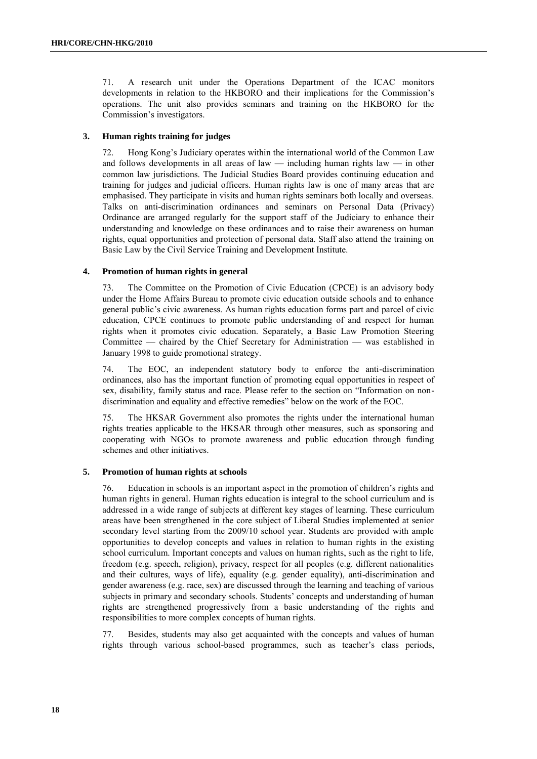71. A research unit under the Operations Department of the ICAC monitors developments in relation to the HKBORO and their implications for the Commission's operations. The unit also provides seminars and training on the HKBORO for the Commission's investigators.

### 3. Human rights training for judges

72. Hong Kong's Judiciary operates within the international world of the Common Law and follows developments in all areas of law — including human rights law — in other common law jurisdictions. The Judicial Studies Board provides continuing education and training for judges and judicial officers. Human rights law is one of many areas that are emphasised. They participate in visits and human rights seminars both locally and overseas. Talks on anti-discrimination ordinances and seminars on Personal Data (Privacy) Ordinance are arranged regularly for the support staff of the Judiciary to enhance their understanding and knowledge on these ordinances and to raise their awareness on human rights, equal opportunities and protection of personal data. Staff also attend the training on Basic Law by the Civil Service Training and Development Institute.

### 4. Promotion of human rights in general

73. The Committee on the Promotion of Civic Education (CPCE) is an advisory body under the Home Affairs Bureau to promote civic education outside schools and to enhance general public's civic awareness. As human rights education forms part and parcel of civic education, CPCE continues to promote public understanding of and respect for human rights when it promotes civic education. Separately, a Basic Law Promotion Steering Committee — chaired by the Chief Secretary for Administration — was established in January 1998 to guide promotional strategy.

74. The EOC, an independent statutory body to enforce the anti-discrimination ordinances, also has the important function of promoting equal opportunities in respect of sex, disability, family status and race. Please refer to the section on "Information on non-discrimination and equality and effective remedies" below on the work of the EOC.

75. The HKSAR Government also promotes the rights under the international human rights treaties applicable to the HKSAR through other measures, such as sponsoring and cooperating with NGOs to promote awareness and public education through funding schemes and other initiatives.

### 5. Promotion of human rights at schools

76. Education in schools is an important aspect in the promotion of children's rights and human rights in general. Human rights education is integral to the school curriculum and is addressed in a wide range of subjects at different key stages of learning. These curriculum areas have been strengthened in the core subject of Liberal Studies implemented at senior secondary level starting from the 2009/10 school year. Students are provided with ample opportunities to develop concepts and values in relation to human rights in the existing school curriculum. Important concepts and values on human rights, such as the right to life, freedom (e.g. speech, religion), privacy, respect for all peoples (e.g. different nationalities and their cultures, ways of life), equality (e.g. gender equality), anti-discrimination and gender awareness (e.g. race, sex) are discussed through the learning and teaching of various subjects in primary and secondary schools. Students' concepts and understanding of human rights are strengthened progressively from a basic understanding of the rights and responsibilities to more complex concepts of human rights.

77. Besides, students may also get acquainted with the concepts and values of human rights through various school-based programmes, such as teacher's class periods,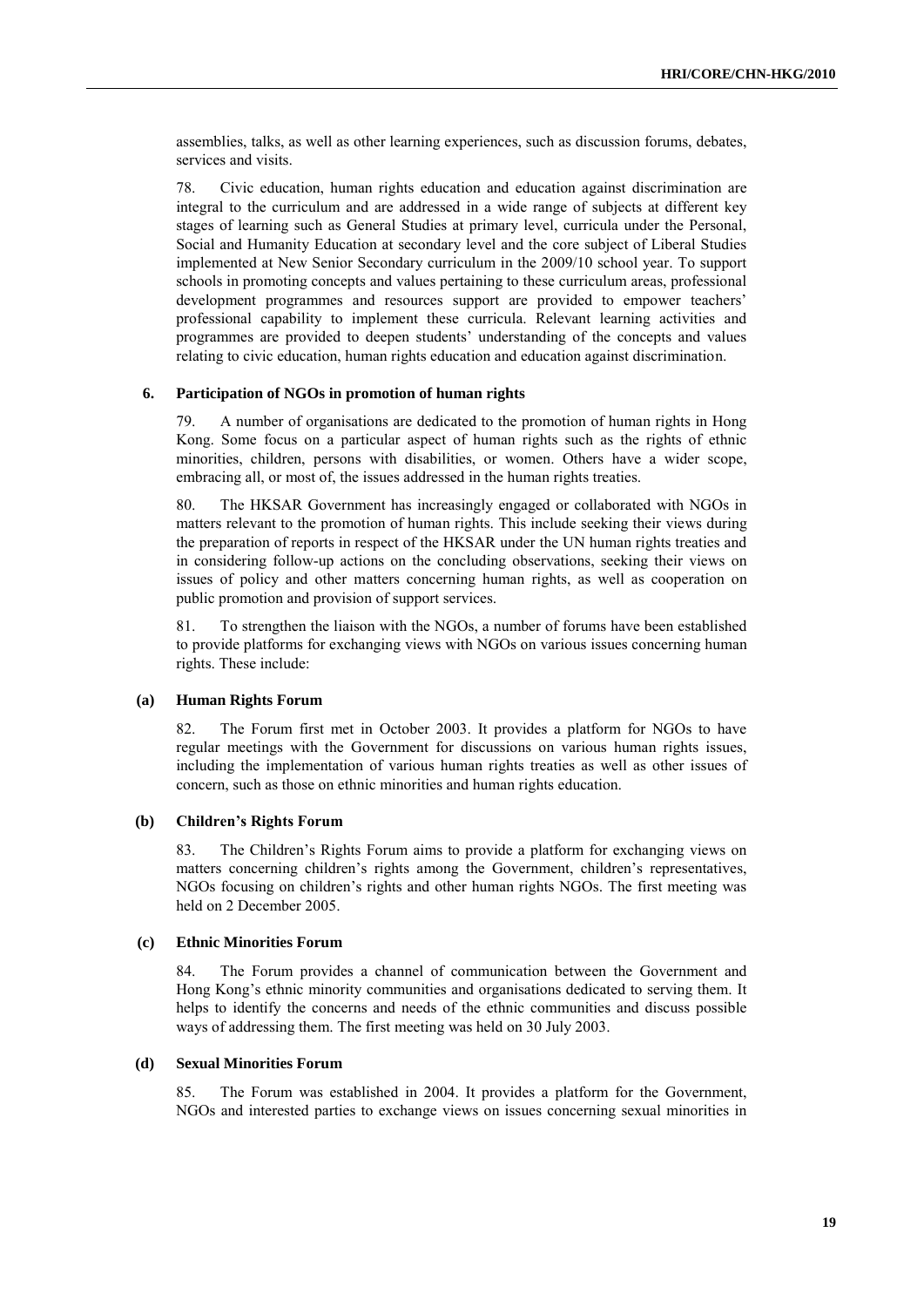assemblies, talks, as well as other learning experiences, such as discussion forums, debates, services and visits.

78. Civic education, human rights education and education against discrimination are integral to the curriculum and are addressed in a wide range of subjects at different key stages of learning such as General Studies at primary level, curricula under the Personal, Social and Humanity Education at secondary level and the core subject of Liberal Studies implemented at New Senior Secondary curriculum in the 2009/10 school year. To support schools in promoting concepts and values pertaining to these curriculum areas, professional development programmes and resources support are provided to empower teachers' professional capability to implement these curricula. Relevant learning activities and programmes are provided to deepen students' understanding of the concepts and values relating to civic education, human rights education and education against discrimination.

### 6. Participation of NGOs in promotion of human rights

79. A number of organisations are dedicated to the promotion of human rights in Hong Kong. Some focus on a particular aspect of human rights such as the rights of ethnic minorities, children, persons with disabilities, or women. Others have a wider scope, embracing all, or most of, the issues addressed in the human rights treaties.

80. The HKSAR Government has increasingly engaged or collaborated with NGOs in matters relevant to the promotion of human rights. This include seeking their views during the preparation of reports in respect of the HKSAR under the UN human rights treaties and in considering follow-up actions on the concluding observations, seeking their views on issues of policy and other matters concerning human rights, as well as cooperation on public promotion and provision of support services.

81. To strengthen the liaison with the NGOs, a number of forums have been established to provide platforms for exchanging views with NGOs on various issues concerning human rights. These include:

#### (a) Human Rights Forum

82. The Forum first met in October 2003. It provides a platform for NGOs to have regular meetings with the Government for discussions on various human rights issues, including the implementation of various human rights treaties as well as other issues of concern, such as those on ethnic minorities and human rights education.

#### (b) Children's Rights Forum

83. The Children's Rights Forum aims to provide a platform for exchanging views on matters concerning children's rights among the Government, children's representatives, NGOs focusing on children's rights and other human rights NGOs. The first meeting was held on 2 December 2005.

#### (c) Ethnic Minorities Forum

84. The Forum provides a channel of communication between the Government and Hong Kong's ethnic minority communities and organisations dedicated to serving them. It helps to identify the concerns and needs of the ethnic communities and discuss possible ways of addressing them. The first meeting was held on 30 July 2003.

#### (d) Sexual Minorities Forum

85. The Forum was established in 2004. It provides a platform for the Government, NGOs and interested parties to exchange views on issues concerning sexual minorities in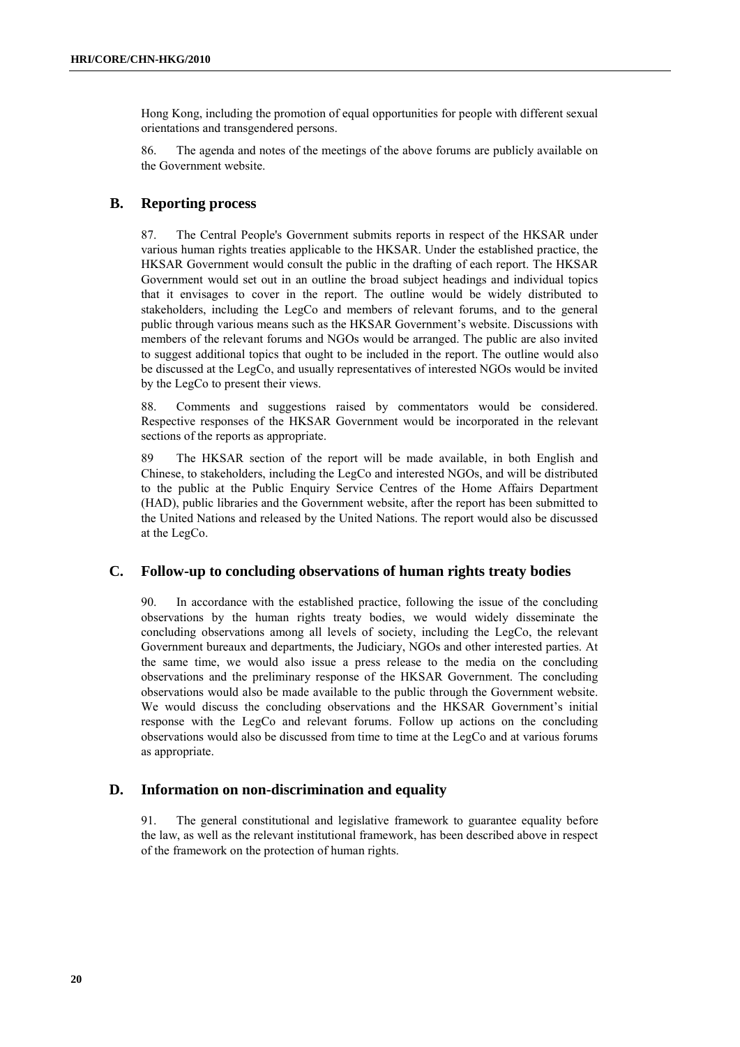Hong Kong, including the promotion of equal opportunities for people with different sexual orientations and transgendered persons.

86. The agenda and notes of the meetings of the above forums are publicly available on the Government website.

## B. Reporting process

87. The Central People's Government submits reports in respect of the HKSAR under various human rights treaties applicable to the HKSAR. Under the established practice, the HKSAR Government would consult the public in the drafting of each report. The HKSAR Government would set out in an outline the broad subject headings and individual topics that it envisages to cover in the report. The outline would be widely distributed to stakeholders, including the LegCo and members of relevant forums, and to the general public through various means such as the HKSAR Government's website. Discussions with members of the relevant forums and NGOs would be arranged. The public are also invited to suggest additional topics that ought to be included in the report. The outline would also be discussed at the LegCo, and usually representatives of interested NGOs would be invited by the LegCo to present their views.

88. Comments and suggestions raised by commentators would be considered. Respective responses of the HKSAR Government would be incorporated in the relevant sections of the reports as appropriate.

89 The HKSAR section of the report will be made available, in both English and Chinese, to stakeholders, including the LegCo and interested NGOs, and will be distributed to the public at the Public Enquiry Service Centres of the Home Affairs Department (HAD), public libraries and the Government website, after the report has been submitted to the United Nations and released by the United Nations. The report would also be discussed at the LegCo.

## C. Follow-up to concluding observations of human rights treaty bodies

90. In accordance with the established practice, following the issue of the concluding observations by the human rights treaty bodies, we would widely disseminate the concluding observations among all levels of society, including the LegCo, the relevant Government bureaux and departments, the Judiciary, NGOs and other interested parties. At the same time, we would also issue a press release to the media on the concluding observations and the preliminary response of the HKSAR Government. The concluding observations would also be made available to the public through the Government website. We would discuss the concluding observations and the HKSAR Government's initial response with the LegCo and relevant forums. Follow up actions on the concluding observations would also be discussed from time to time at the LegCo and at various forums as appropriate.

## D. Information on non-discrimination and equality

91. The general constitutional and legislative framework to guarantee equality before the law, as well as the relevant institutional framework, has been described above in respect of the framework on the protection of human rights.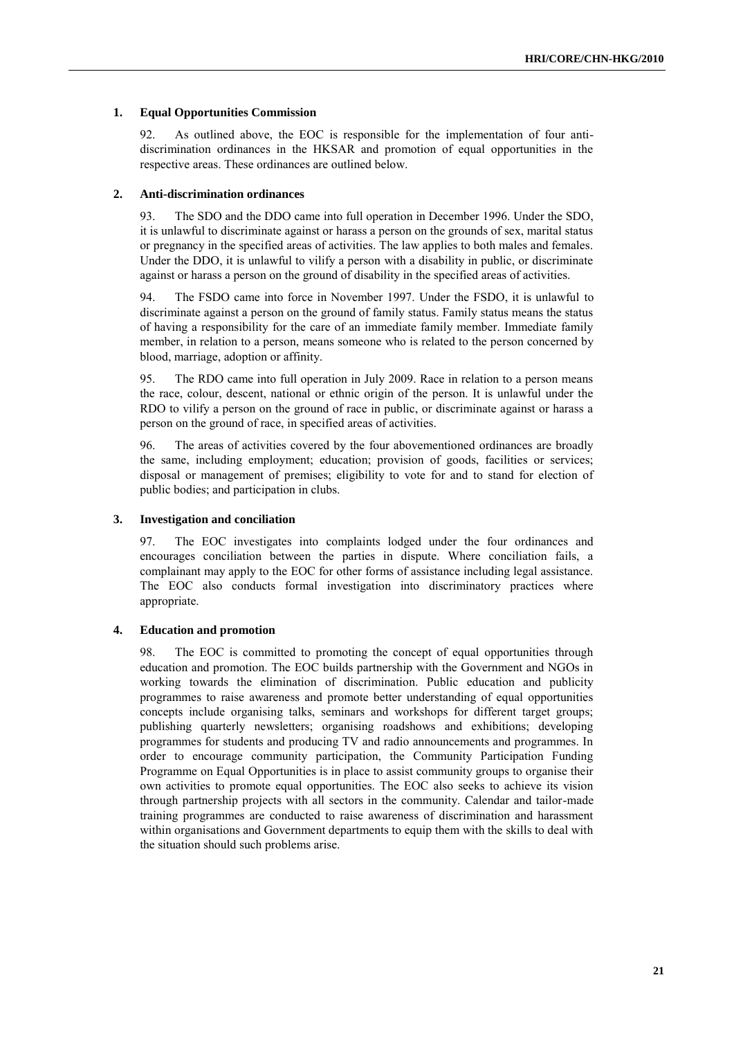### 1. Equal Opportunities Commission

92. As outlined above, the EOC is responsible for the implementation of four anti-discrimination ordinances in the HKSAR and promotion of equal opportunities in the respective areas. These ordinances are outlined below.

### 2. Anti-discrimination ordinances

93. The SDO and the DDO came into full operation in December 1996. Under the SDO, it is unlawful to discriminate against or harass a person on the grounds of sex, marital status or pregnancy in the specified areas of activities. The law applies to both males and females. Under the DDO, it is unlawful to vilify a person with a disability in public, or discriminate against or harass a person on the ground of disability in the specified areas of activities.

94. The FSDO came into force in November 1997. Under the FSDO, it is unlawful to discriminate against a person on the ground of family status. Family status means the status of having a responsibility for the care of an immediate family member. Immediate family member, in relation to a person, means someone who is related to the person concerned by blood, marriage, adoption or affinity.

95. The RDO came into full operation in July 2009. Race in relation to a person means the race, colour, descent, national or ethnic origin of the person. It is unlawful under the RDO to vilify a person on the ground of race in public, or discriminate against or harass a person on the ground of race, in specified areas of activities.

96. The areas of activities covered by the four abovementioned ordinances are broadly the same, including employment; education; provision of goods, facilities or services; disposal or management of premises; eligibility to vote for and to stand for election of public bodies; and participation in clubs.

### 3. Investigation and conciliation

97. The EOC investigates into complaints lodged under the four ordinances and encourages conciliation between the parties in dispute. Where conciliation fails, a complainant may apply to the EOC for other forms of assistance including legal assistance. The EOC also conducts formal investigation into discriminatory practices where appropriate.

### 4. Education and promotion

98. The EOC is committed to promoting the concept of equal opportunities through education and promotion. The EOC builds partnership with the Government and NGOs in working towards the elimination of discrimination. Public education and publicity programmes to raise awareness and promote better understanding of equal opportunities concepts include organising talks, seminars and workshops for different target groups; publishing quarterly newsletters; organising roadshows and exhibitions; developing programmes for students and producing TV and radio announcements and programmes. In order to encourage community participation, the Community Participation Funding Programme on Equal Opportunities is in place to assist community groups to organise their own activities to promote equal opportunities. The EOC also seeks to achieve its vision through partnership projects with all sectors in the community. Calendar and tailor-made training programmes are conducted to raise awareness of discrimination and harassment within organisations and Government departments to equip them with the skills to deal with the situation should such problems arise.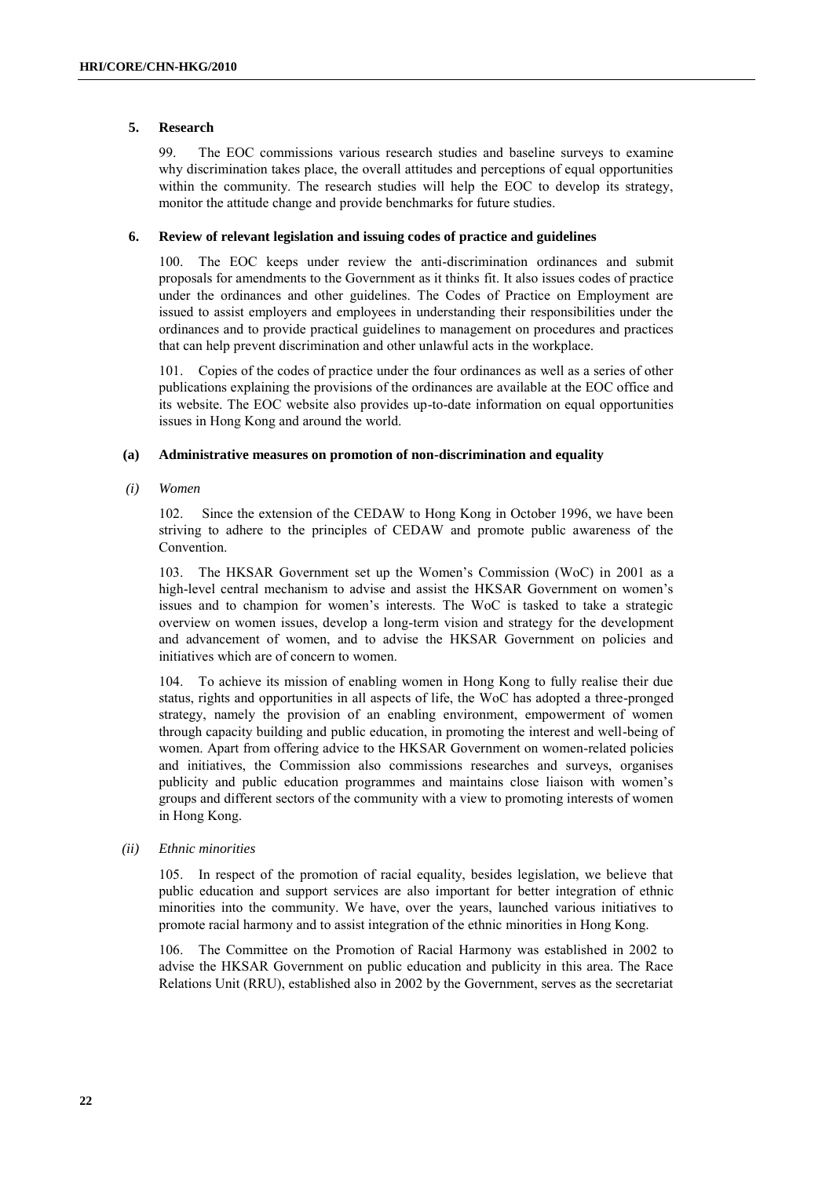### 5. Research

99. The EOC commissions various research studies and baseline surveys to examine why discrimination takes place, the overall attitudes and perceptions of equal opportunities within the community. The research studies will help the EOC to develop its strategy, monitor the attitude change and provide benchmarks for future studies.

### 6. Review of relevant legislation and issuing codes of practice and guidelines

100. The EOC keeps under review the anti-discrimination ordinances and submit proposals for amendments to the Government as it thinks fit. It also issues codes of practice under the ordinances and other guidelines. The Codes of Practice on Employment are issued to assist employers and employees in understanding their responsibilities under the ordinances and to provide practical guidelines to management on procedures and practices that can help prevent discrimination and other unlawful acts in the workplace.

101. Copies of the codes of practice under the four ordinances as well as a series of other publications explaining the provisions of the ordinances are available at the EOC office and its website. The EOC website also provides up-to-date information on equal opportunities issues in Hong Kong and around the world.

### (a) Administrative measures on promotion of non-discrimination and equality

#### *(i) Women*

102. Since the extension of the CEDAW to Hong Kong in October 1996, we have been striving to adhere to the principles of CEDAW and promote public awareness of the Convention.

103. The HKSAR Government set up the Women's Commission (WoC) in 2001 as a high-level central mechanism to advise and assist the HKSAR Government on women's issues and to champion for women's interests. The WoC is tasked to take a strategic overview on women issues, develop a long-term vision and strategy for the development and advancement of women, and to advise the HKSAR Government on policies and initiatives which are of concern to women.

104. To achieve its mission of enabling women in Hong Kong to fully realise their due status, rights and opportunities in all aspects of life, the WoC has adopted a three-pronged strategy, namely the provision of an enabling environment, empowerment of women through capacity building and public education, in promoting the interest and well-being of women. Apart from offering advice to the HKSAR Government on women-related policies and initiatives, the Commission also commissions researches and surveys, organises publicity and public education programmes and maintains close liaison with women's groups and different sectors of the community with a view to promoting interests of women in Hong Kong.

#### *(ii) Ethnic minorities*

105. In respect of the promotion of racial equality, besides legislation, we believe that public education and support services are also important for better integration of ethnic minorities into the community. We have, over the years, launched various initiatives to promote racial harmony and to assist integration of the ethnic minorities in Hong Kong.

106. The Committee on the Promotion of Racial Harmony was established in 2002 to advise the HKSAR Government on public education and publicity in this area. The Race Relations Unit (RRU), established also in 2002 by the Government, serves as the secretariat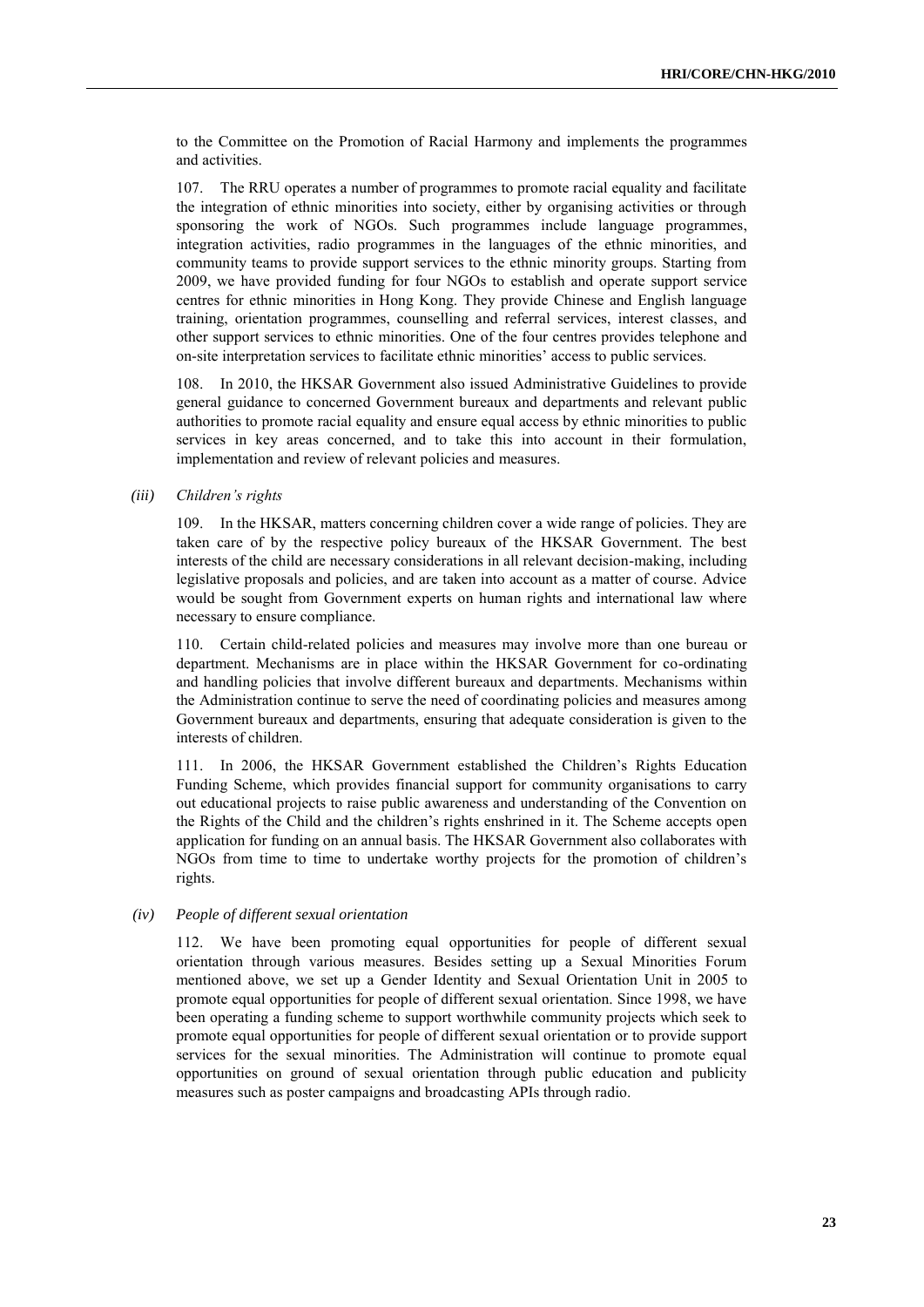to the Committee on the Promotion of Racial Harmony and implements the programmes and activities.

107. The RRU operates a number of programmes to promote racial equality and facilitate the integration of ethnic minorities into society, either by organising activities or through sponsoring the work of NGOs. Such programmes include language programmes, integration activities, radio programmes in the languages of the ethnic minorities, and community teams to provide support services to the ethnic minority groups. Starting from 2009, we have provided funding for four NGOs to establish and operate support service centres for ethnic minorities in Hong Kong. They provide Chinese and English language training, orientation programmes, counselling and referral services, interest classes, and other support services to ethnic minorities. One of the four centres provides telephone and on-site interpretation services to facilitate ethnic minorities' access to public services.

108. In 2010, the HKSAR Government also issued Administrative Guidelines to provide general guidance to concerned Government bureaux and departments and relevant public authorities to promote racial equality and ensure equal access by ethnic minorities to public services in key areas concerned, and to take this into account in their formulation, implementation and review of relevant policies and measures.

*(iii) Children's rights*

109. In the HKSAR, matters concerning children cover a wide range of policies. They are taken care of by the respective policy bureaux of the HKSAR Government. The best interests of the child are necessary considerations in all relevant decision-making, including legislative proposals and policies, and are taken into account as a matter of course. Advice would be sought from Government experts on human rights and international law where necessary to ensure compliance.

110. Certain child-related policies and measures may involve more than one bureau or department. Mechanisms are in place within the HKSAR Government for co-ordinating and handling policies that involve different bureaux and departments. Mechanisms within the Administration continue to serve the need of coordinating policies and measures among Government bureaux and departments, ensuring that adequate consideration is given to the interests of children.

111. In 2006, the HKSAR Government established the Children's Rights Education Funding Scheme, which provides financial support for community organisations to carry out educational projects to raise public awareness and understanding of the Convention on the Rights of the Child and the children's rights enshrined in it. The Scheme accepts open application for funding on an annual basis. The HKSAR Government also collaborates with NGOs from time to time to undertake worthy projects for the promotion of children's rights.

*(iv) People of different sexual orientation*

112. We have been promoting equal opportunities for people of different sexual orientation through various measures. Besides setting up a Sexual Minorities Forum mentioned above, we set up a Gender Identity and Sexual Orientation Unit in 2005 to promote equal opportunities for people of different sexual orientation. Since 1998, we have been operating a funding scheme to support worthwhile community projects which seek to promote equal opportunities for people of different sexual orientation or to provide support services for the sexual minorities. The Administration will continue to promote equal opportunities on ground of sexual orientation through public education and publicity measures such as poster campaigns and broadcasting APIs through radio.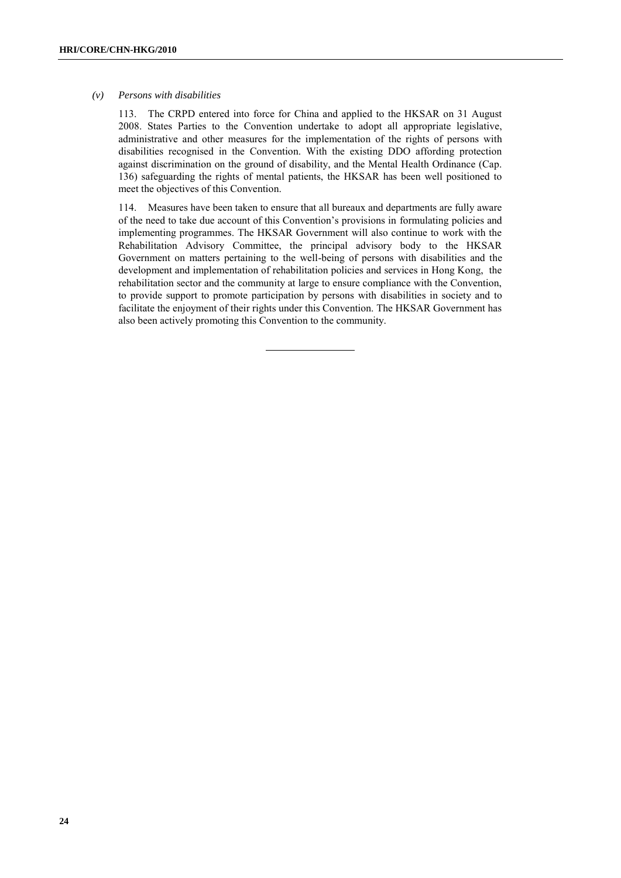*(v) Persons with disabilities*

113. The CRPD entered into force for China and applied to the HKSAR on 31 August 2008. States Parties to the Convention undertake to adopt all appropriate legislative, administrative and other measures for the implementation of the rights of persons with disabilities recognised in the Convention. With the existing DDO affording protection against discrimination on the ground of disability, and the Mental Health Ordinance (Cap. 136) safeguarding the rights of mental patients, the HKSAR has been well positioned to meet the objectives of this Convention.

114. Measures have been taken to ensure that all bureaux and departments are fully aware of the need to take due account of this Convention's provisions in formulating policies and implementing programmes. The HKSAR Government will also continue to work with the Rehabilitation Advisory Committee, the principal advisory body to the HKSAR Government on matters pertaining to the well-being of persons with disabilities and the development and implementation of rehabilitation policies and services in Hong Kong, the rehabilitation sector and the community at large to ensure compliance with the Convention, to provide support to promote participation by persons with disabilities in society and to facilitate the enjoyment of their rights under this Convention. The HKSAR Government has also been actively promoting this Convention to the community.